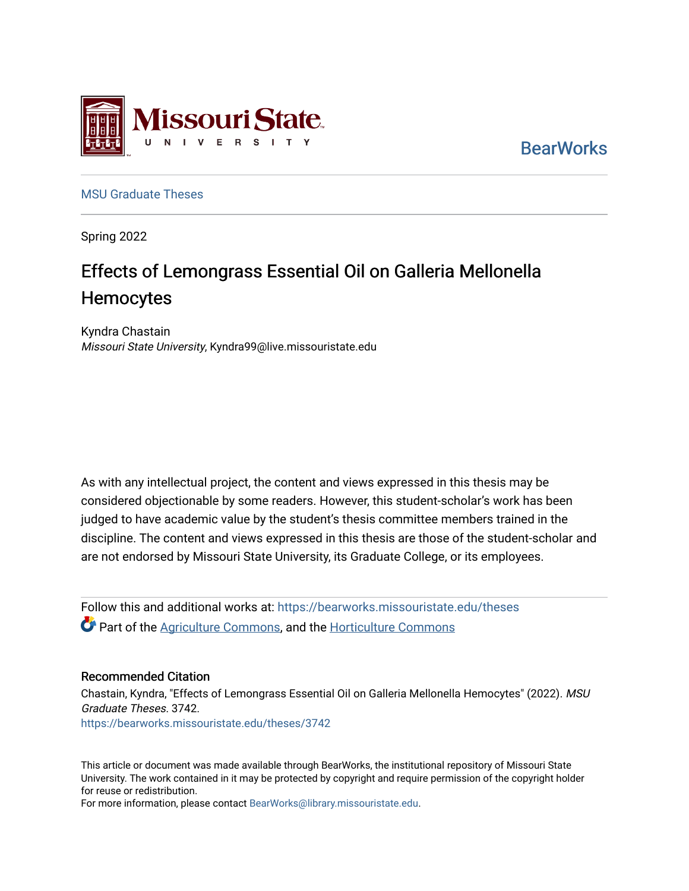Missouri State University

BearWorks

MSU Graduate Theses

Spring 2022

# Effects of Lemongrass Essential Oil on Galleria Mellonella Hemocytes

Kyndra Chastain
*Missouri State University*, Kyndra99@live.missouristate.edu

As with any intellectual project, the content and views expressed in this thesis may be considered objectionable by some readers. However, this student-scholar's work has been judged to have academic value by the student's thesis committee members trained in the discipline. The content and views expressed in this thesis are those of the student-scholar and are not endorsed by Missouri State University, its Graduate College, or its employees.

Follow this and additional works at: https://bearworks.missouristate.edu/theses

Part of the Agriculture Commons, and the Horticulture Commons

## Recommended Citation

Chastain, Kyndra, "Effects of Lemongrass Essential Oil on Galleria Mellonella Hemocytes" (2022). *MSU Graduate Theses*. 3742.
https://bearworks.missouristate.edu/theses/3742

This article or document was made available through BearWorks, the institutional repository of Missouri State University. The work contained in it may be protected by copyright and require permission of the copyright holder for reuse or redistribution.
For more information, please contact BearWorks@library.missouristate.edu.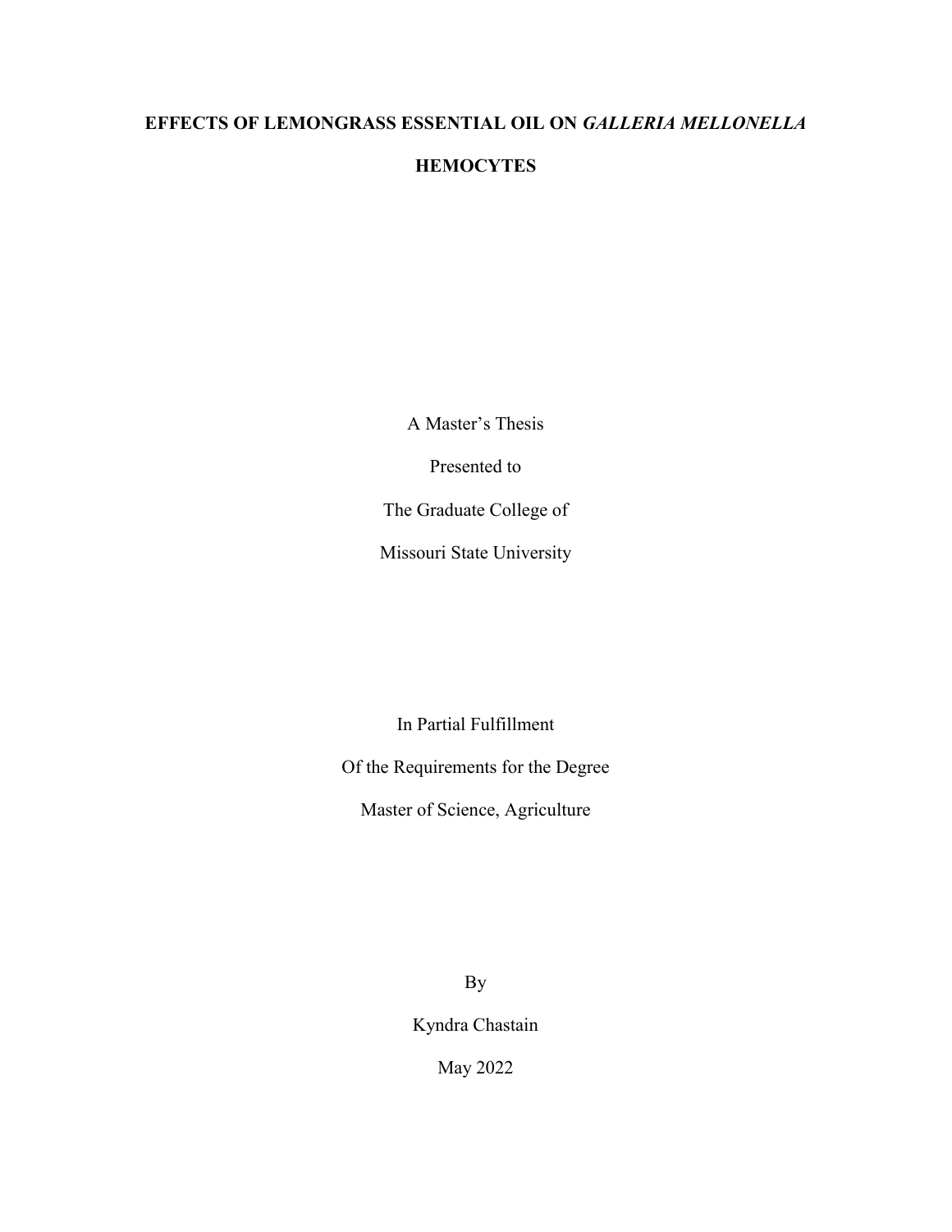# EFFECTS OF LEMONGRASS ESSENTIAL OIL ON *GALLERIA MELLONELLA* HEMOCYTES

A Master's Thesis

Presented to

The Graduate College of

Missouri State University

In Partial Fulfillment

Of the Requirements for the Degree

Master of Science, Agriculture

By

Kyndra Chastain

May 2022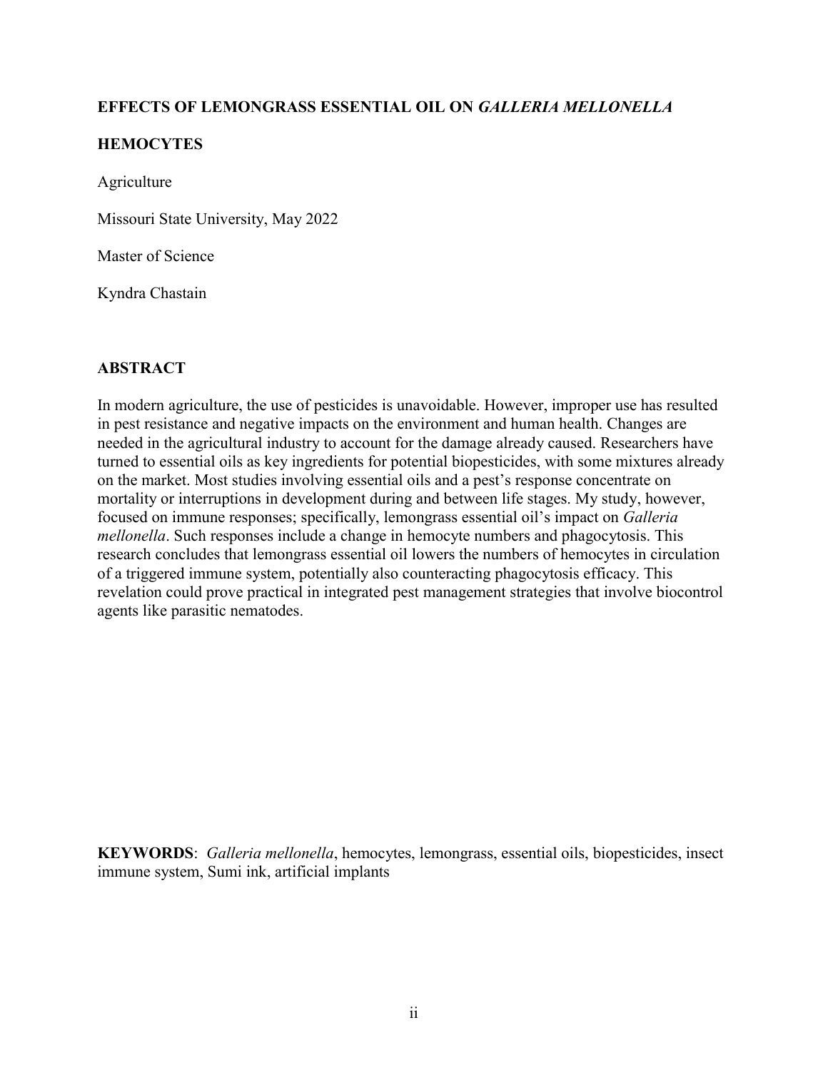**EFFECTS OF LEMONGRASS ESSENTIAL OIL ON *GALLERIA MELLONELLA* HEMOCYTES**

Agriculture

Missouri State University, May 2022

Master of Science

Kyndra Chastain

## ABSTRACT

In modern agriculture, the use of pesticides is unavoidable. However, improper use has resulted in pest resistance and negative impacts on the environment and human health. Changes are needed in the agricultural industry to account for the damage already caused. Researchers have turned to essential oils as key ingredients for potential biopesticides, with some mixtures already on the market. Most studies involving essential oils and a pest's response concentrate on mortality or interruptions in development during and between life stages. My study, however, focused on immune responses; specifically, lemongrass essential oil's impact on *Galleria mellonella*. Such responses include a change in hemocyte numbers and phagocytosis. This research concludes that lemongrass essential oil lowers the numbers of hemocytes in circulation of a triggered immune system, potentially also counteracting phagocytosis efficacy. This revelation could prove practical in integrated pest management strategies that involve biocontrol agents like parasitic nematodes.

**KEYWORDS**: *Galleria mellonella*, hemocytes, lemongrass, essential oils, biopesticides, insect immune system, Sumi ink, artificial implants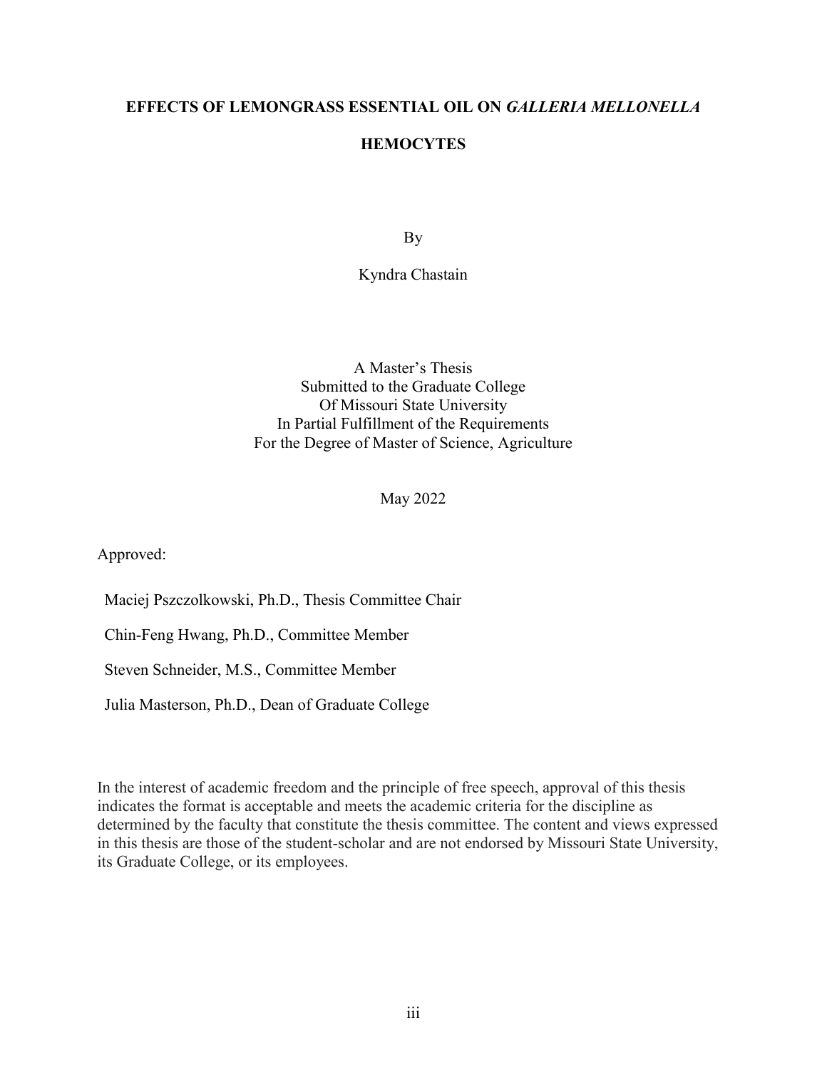**EFFECTS OF LEMONGRASS ESSENTIAL OIL ON *GALLERIA MELLONELLA* HEMOCYTES**

By

Kyndra Chastain

A Master's Thesis
Submitted to the Graduate College
Of Missouri State University
In Partial Fulfillment of the Requirements
For the Degree of Master of Science, Agriculture

May 2022

Approved:

Maciej Pszczolkowski, Ph.D., Thesis Committee Chair

Chin-Feng Hwang, Ph.D., Committee Member

Steven Schneider, M.S., Committee Member

Julia Masterson, Ph.D., Dean of Graduate College

In the interest of academic freedom and the principle of free speech, approval of this thesis indicates the format is acceptable and meets the academic criteria for the discipline as determined by the faculty that constitute the thesis committee. The content and views expressed in this thesis are those of the student-scholar and are not endorsed by Missouri State University, its Graduate College, or its employees.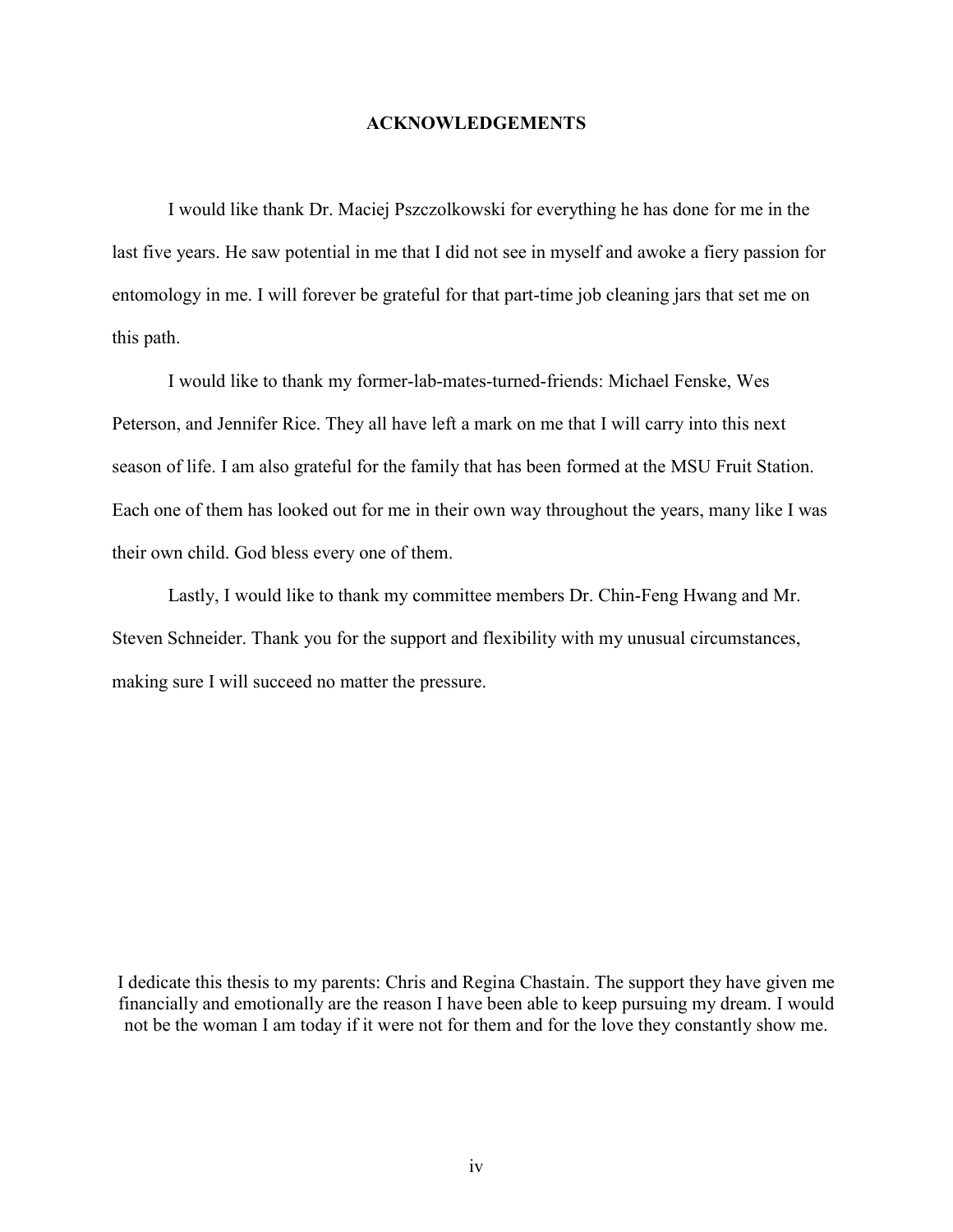## ACKNOWLEDGEMENTS

I would like thank Dr. Maciej Pszczolkowski for everything he has done for me in the last five years. He saw potential in me that I did not see in myself and awoke a fiery passion for entomology in me. I will forever be grateful for that part-time job cleaning jars that set me on this path.

I would like to thank my former-lab-mates-turned-friends: Michael Fenske, Wes Peterson, and Jennifer Rice. They all have left a mark on me that I will carry into this next season of life. I am also grateful for the family that has been formed at the MSU Fruit Station. Each one of them has looked out for me in their own way throughout the years, many like I was their own child. God bless every one of them.

Lastly, I would like to thank my committee members Dr. Chin-Feng Hwang and Mr. Steven Schneider. Thank you for the support and flexibility with my unusual circumstances, making sure I will succeed no matter the pressure.

I dedicate this thesis to my parents: Chris and Regina Chastain. The support they have given me financially and emotionally are the reason I have been able to keep pursuing my dream. I would not be the woman I am today if it were not for them and for the love they constantly show me.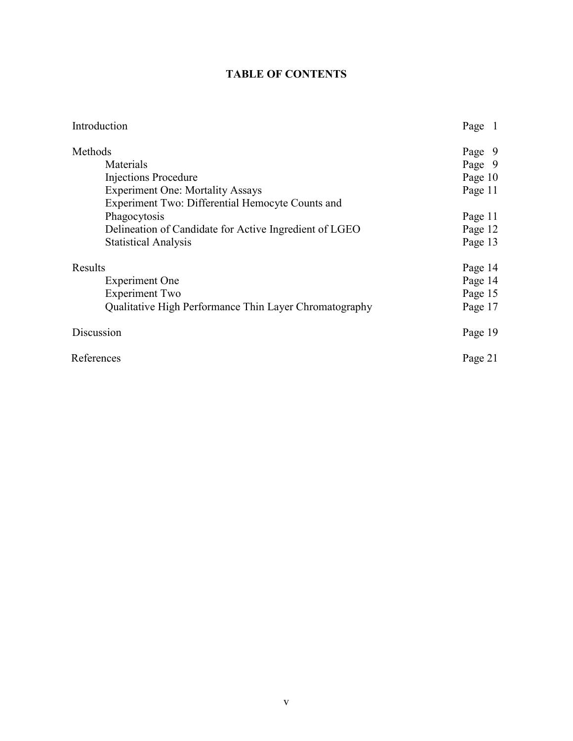# TABLE OF CONTENTS

| | |
|---|---|
| Introduction | Page 1 |
| Methods | Page 9 |
| Materials | Page 9 |
| Injections Procedure | Page 10 |
| Experiment One: Mortality Assays | Page 11 |
| Experiment Two: Differential Hemocyte Counts and Phagocytosis | Page 11 |
| Delineation of Candidate for Active Ingredient of LGEO | Page 12 |
| Statistical Analysis | Page 13 |
| Results | Page 14 |
| Experiment One | Page 14 |
| Experiment Two | Page 15 |
| Qualitative High Performance Thin Layer Chromatography | Page 17 |
| Discussion | Page 19 |
| References | Page 21 |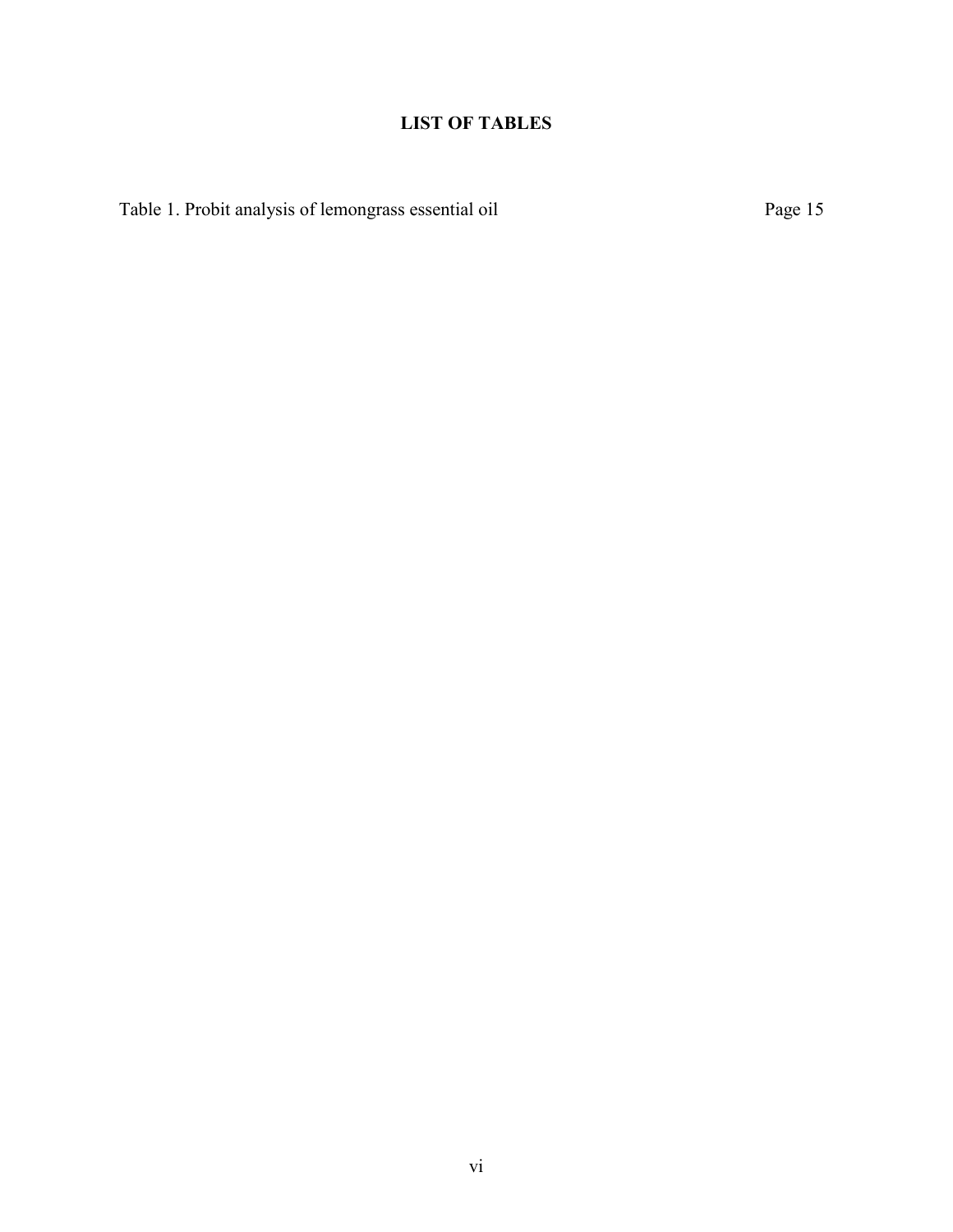# LIST OF TABLES

Table 1. Probit analysis of lemongrass essential oil Page 15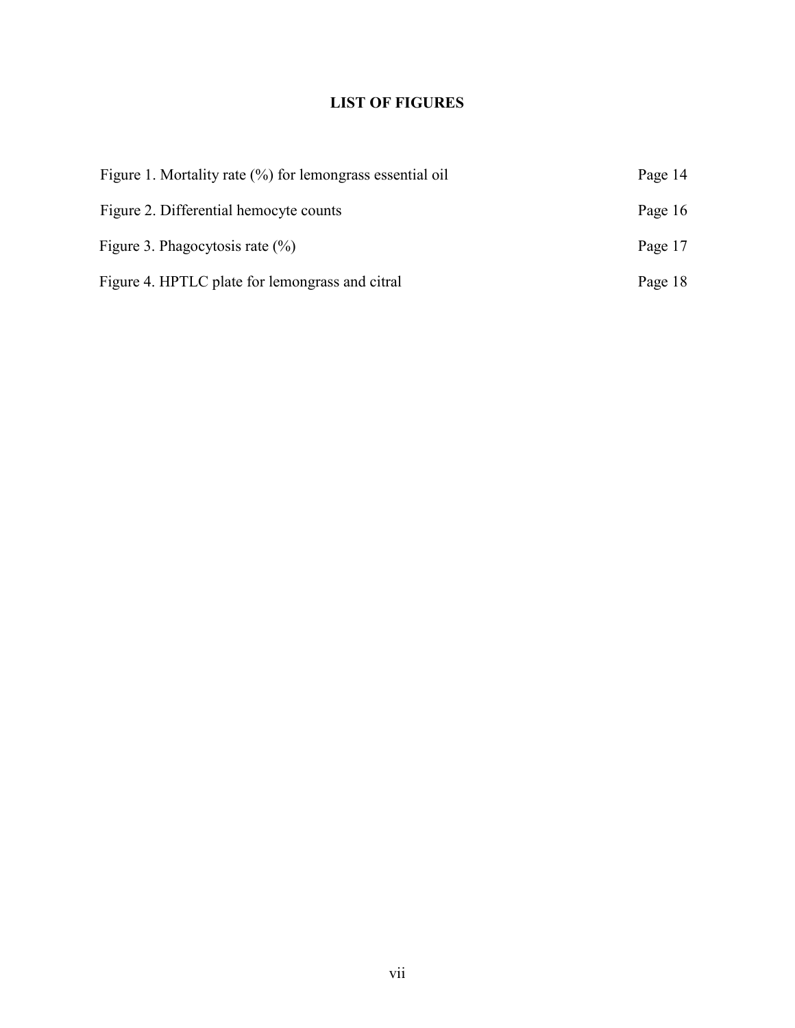# LIST OF FIGURES

| | |
|---|---|
| Figure 1. Mortality rate (%) for lemongrass essential oil | Page 14 |
| Figure 2. Differential hemocyte counts | Page 16 |
| Figure 3. Phagocytosis rate (%) | Page 17 |
| Figure 4. HPTLC plate for lemongrass and citral | Page 18 |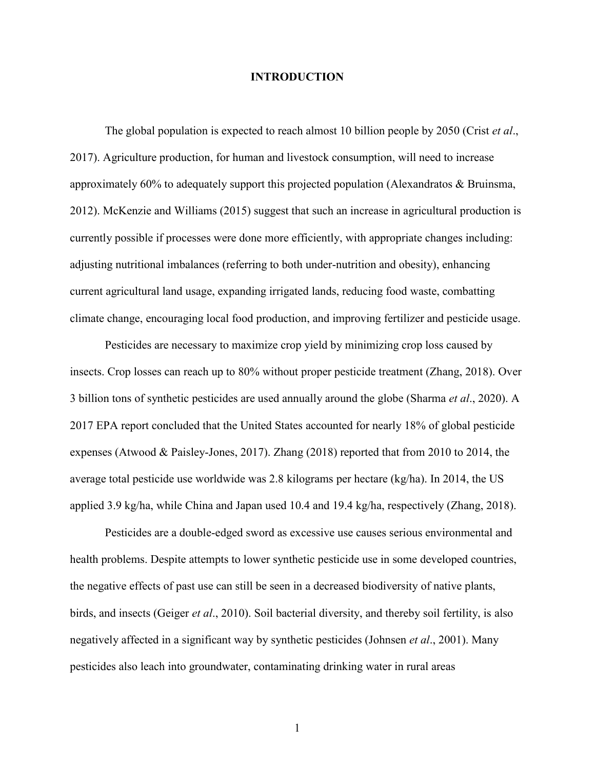# INTRODUCTION

The global population is expected to reach almost 10 billion people by 2050 (Crist *et al*., 2017). Agriculture production, for human and livestock consumption, will need to increase approximately 60% to adequately support this projected population (Alexandratos & Bruinsma, 2012). McKenzie and Williams (2015) suggest that such an increase in agricultural production is currently possible if processes were done more efficiently, with appropriate changes including: adjusting nutritional imbalances (referring to both under-nutrition and obesity), enhancing current agricultural land usage, expanding irrigated lands, reducing food waste, combatting climate change, encouraging local food production, and improving fertilizer and pesticide usage.

Pesticides are necessary to maximize crop yield by minimizing crop loss caused by insects. Crop losses can reach up to 80% without proper pesticide treatment (Zhang, 2018). Over 3 billion tons of synthetic pesticides are used annually around the globe (Sharma *et al*., 2020). A 2017 EPA report concluded that the United States accounted for nearly 18% of global pesticide expenses (Atwood & Paisley-Jones, 2017). Zhang (2018) reported that from 2010 to 2014, the average total pesticide use worldwide was 2.8 kilograms per hectare (kg/ha). In 2014, the US applied 3.9 kg/ha, while China and Japan used 10.4 and 19.4 kg/ha, respectively (Zhang, 2018).

Pesticides are a double-edged sword as excessive use causes serious environmental and health problems. Despite attempts to lower synthetic pesticide use in some developed countries, the negative effects of past use can still be seen in a decreased biodiversity of native plants, birds, and insects (Geiger *et al*., 2010). Soil bacterial diversity, and thereby soil fertility, is also negatively affected in a significant way by synthetic pesticides (Johnsen *et al*., 2001). Many pesticides also leach into groundwater, contaminating drinking water in rural areas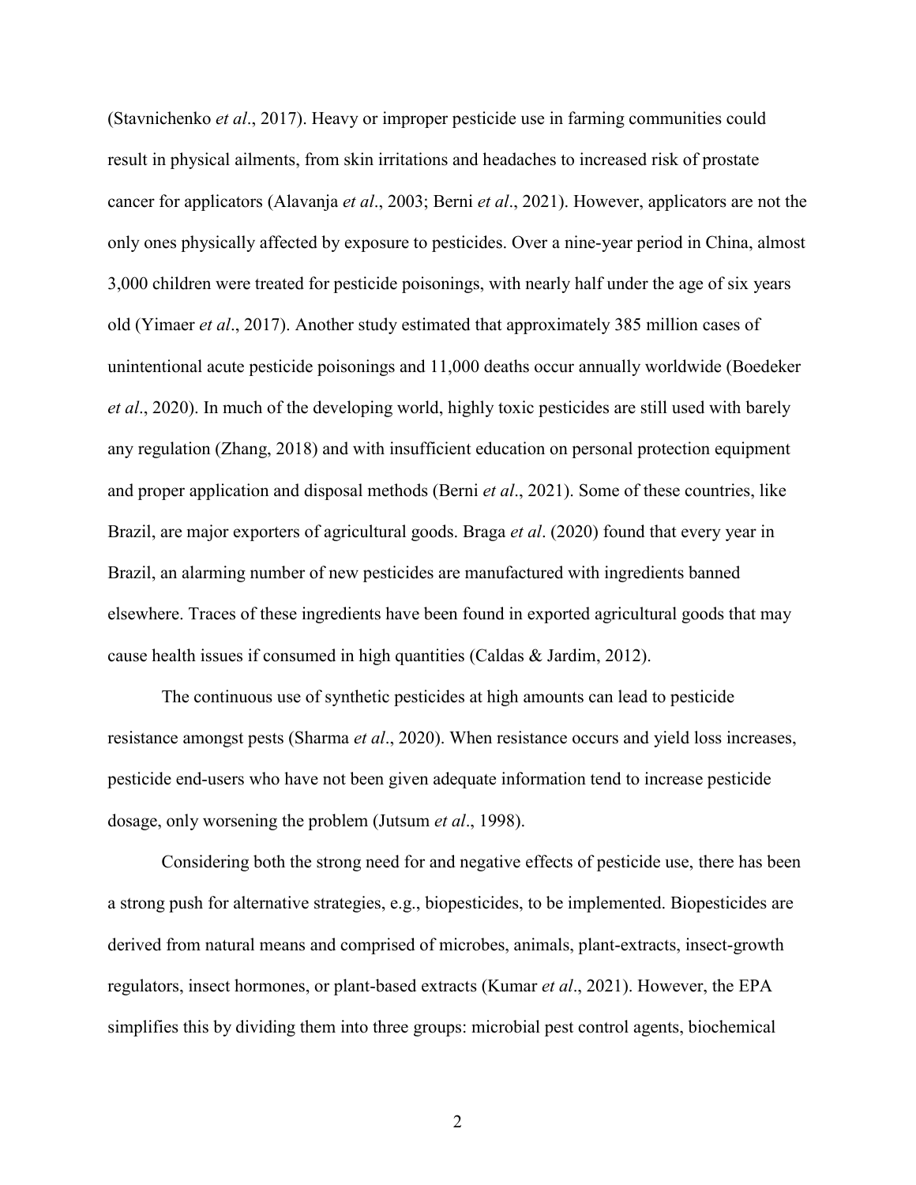(Stavnichenko *et al*., 2017). Heavy or improper pesticide use in farming communities could result in physical ailments, from skin irritations and headaches to increased risk of prostate cancer for applicators (Alavanja *et al*., 2003; Berni *et al*., 2021). However, applicators are not the only ones physically affected by exposure to pesticides. Over a nine-year period in China, almost 3,000 children were treated for pesticide poisonings, with nearly half under the age of six years old (Yimaer *et al*., 2017). Another study estimated that approximately 385 million cases of unintentional acute pesticide poisonings and 11,000 deaths occur annually worldwide (Boedeker *et al*., 2020). In much of the developing world, highly toxic pesticides are still used with barely any regulation (Zhang, 2018) and with insufficient education on personal protection equipment and proper application and disposal methods (Berni *et al*., 2021). Some of these countries, like Brazil, are major exporters of agricultural goods. Braga *et al*. (2020) found that every year in Brazil, an alarming number of new pesticides are manufactured with ingredients banned elsewhere. Traces of these ingredients have been found in exported agricultural goods that may cause health issues if consumed in high quantities (Caldas & Jardim, 2012).

The continuous use of synthetic pesticides at high amounts can lead to pesticide resistance amongst pests (Sharma *et al*., 2020). When resistance occurs and yield loss increases, pesticide end-users who have not been given adequate information tend to increase pesticide dosage, only worsening the problem (Jutsum *et al*., 1998).

Considering both the strong need for and negative effects of pesticide use, there has been a strong push for alternative strategies, e.g., biopesticides, to be implemented. Biopesticides are derived from natural means and comprised of microbes, animals, plant-extracts, insect-growth regulators, insect hormones, or plant-based extracts (Kumar *et al*., 2021). However, the EPA simplifies this by dividing them into three groups: microbial pest control agents, biochemical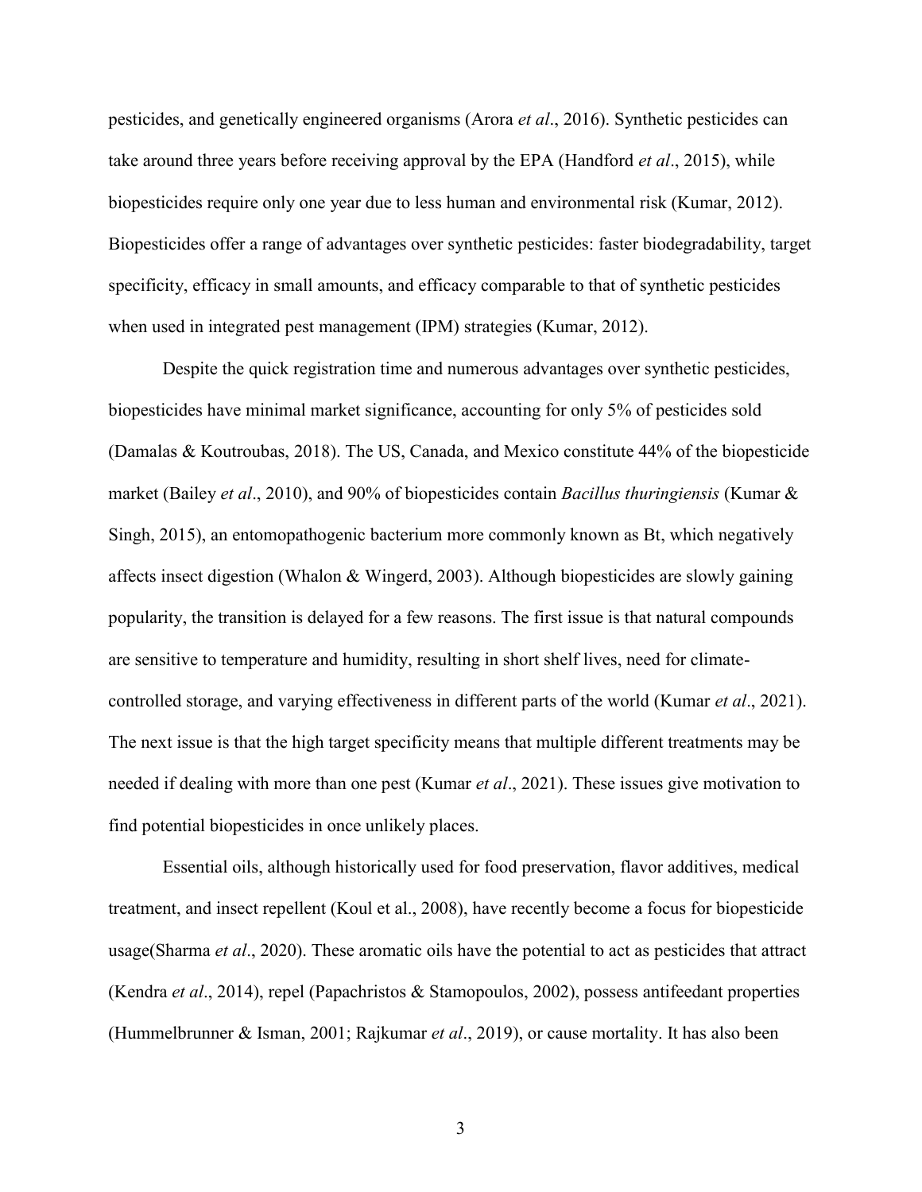pesticides, and genetically engineered organisms (Arora *et al*., 2016). Synthetic pesticides can take around three years before receiving approval by the EPA (Handford *et al*., 2015), while biopesticides require only one year due to less human and environmental risk (Kumar, 2012). Biopesticides offer a range of advantages over synthetic pesticides: faster biodegradability, target specificity, efficacy in small amounts, and efficacy comparable to that of synthetic pesticides when used in integrated pest management (IPM) strategies (Kumar, 2012).

Despite the quick registration time and numerous advantages over synthetic pesticides, biopesticides have minimal market significance, accounting for only 5% of pesticides sold (Damalas & Koutroubas, 2018). The US, Canada, and Mexico constitute 44% of the biopesticide market (Bailey *et al*., 2010), and 90% of biopesticides contain *Bacillus thuringiensis* (Kumar & Singh, 2015), an entomopathogenic bacterium more commonly known as Bt, which negatively affects insect digestion (Whalon & Wingerd, 2003). Although biopesticides are slowly gaining popularity, the transition is delayed for a few reasons. The first issue is that natural compounds are sensitive to temperature and humidity, resulting in short shelf lives, need for climate-controlled storage, and varying effectiveness in different parts of the world (Kumar *et al*., 2021). The next issue is that the high target specificity means that multiple different treatments may be needed if dealing with more than one pest (Kumar *et al*., 2021). These issues give motivation to find potential biopesticides in once unlikely places.

Essential oils, although historically used for food preservation, flavor additives, medical treatment, and insect repellent (Koul et al., 2008), have recently become a focus for biopesticide usage(Sharma *et al*., 2020). These aromatic oils have the potential to act as pesticides that attract (Kendra *et al*., 2014), repel (Papachristos & Stamopoulos, 2002), possess antifeedant properties (Hummelbrunner & Isman, 2001; Rajkumar *et al*., 2019), or cause mortality. It has also been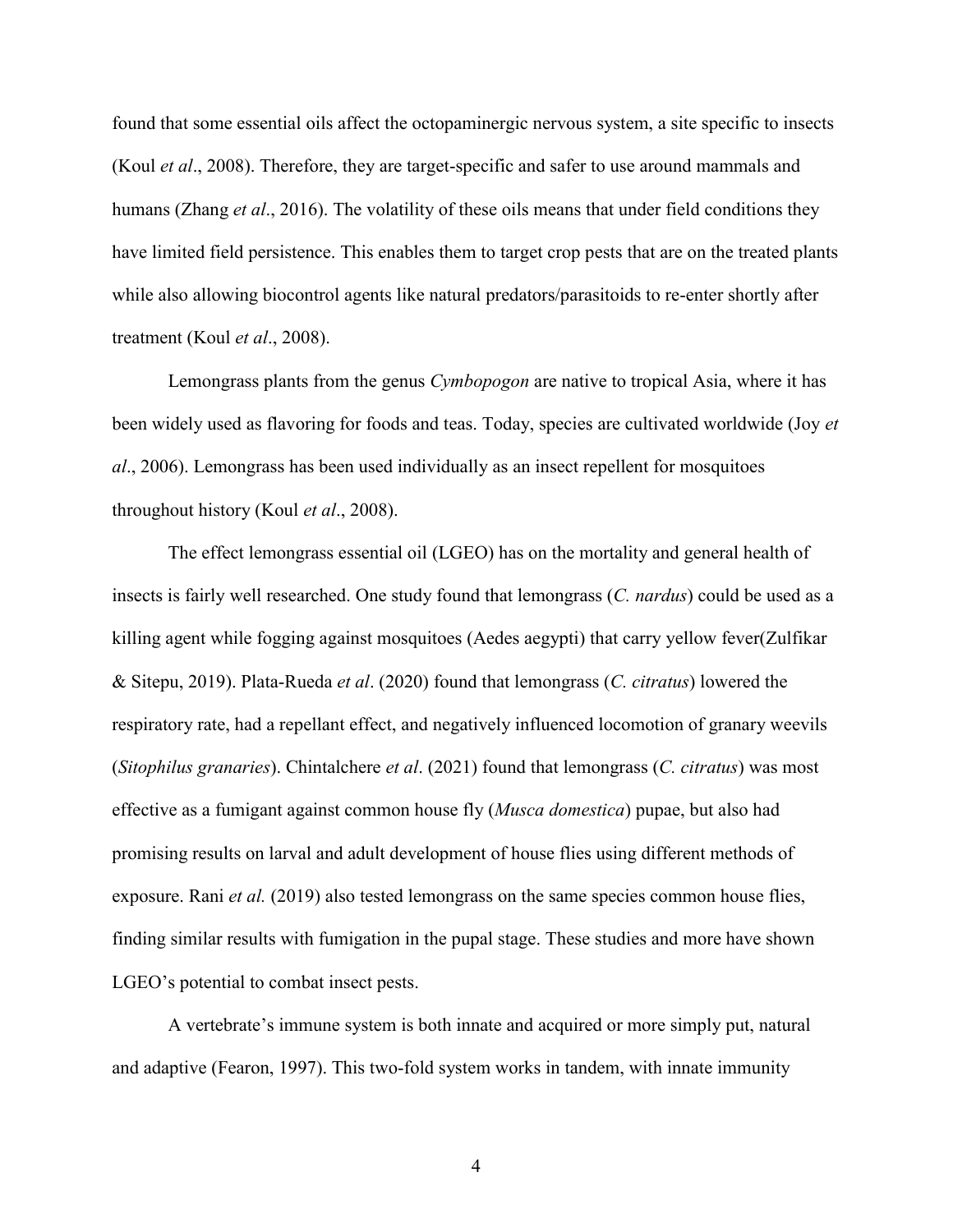found that some essential oils affect the octopaminergic nervous system, a site specific to insects (Koul *et al*., 2008). Therefore, they are target-specific and safer to use around mammals and humans (Zhang *et al*., 2016). The volatility of these oils means that under field conditions they have limited field persistence. This enables them to target crop pests that are on the treated plants while also allowing biocontrol agents like natural predators/parasitoids to re-enter shortly after treatment (Koul *et al*., 2008).

Lemongrass plants from the genus *Cymbopogon* are native to tropical Asia, where it has been widely used as flavoring for foods and teas. Today, species are cultivated worldwide (Joy *et al*., 2006). Lemongrass has been used individually as an insect repellent for mosquitoes throughout history (Koul *et al*., 2008).

The effect lemongrass essential oil (LGEO) has on the mortality and general health of insects is fairly well researched. One study found that lemongrass (*C. nardus*) could be used as a killing agent while fogging against mosquitoes (Aedes aegypti) that carry yellow fever(Zulfikar & Sitepu, 2019). Plata-Rueda *et al*. (2020) found that lemongrass (*C. citratus*) lowered the respiratory rate, had a repellant effect, and negatively influenced locomotion of granary weevils (*Sitophilus granaries*). Chintalchere *et al*. (2021) found that lemongrass (*C. citratus*) was most effective as a fumigant against common house fly (*Musca domestica*) pupae, but also had promising results on larval and adult development of house flies using different methods of exposure. Rani *et al.* (2019) also tested lemongrass on the same species common house flies, finding similar results with fumigation in the pupal stage. These studies and more have shown LGEO's potential to combat insect pests.

A vertebrate's immune system is both innate and acquired or more simply put, natural and adaptive (Fearon, 1997). This two-fold system works in tandem, with innate immunity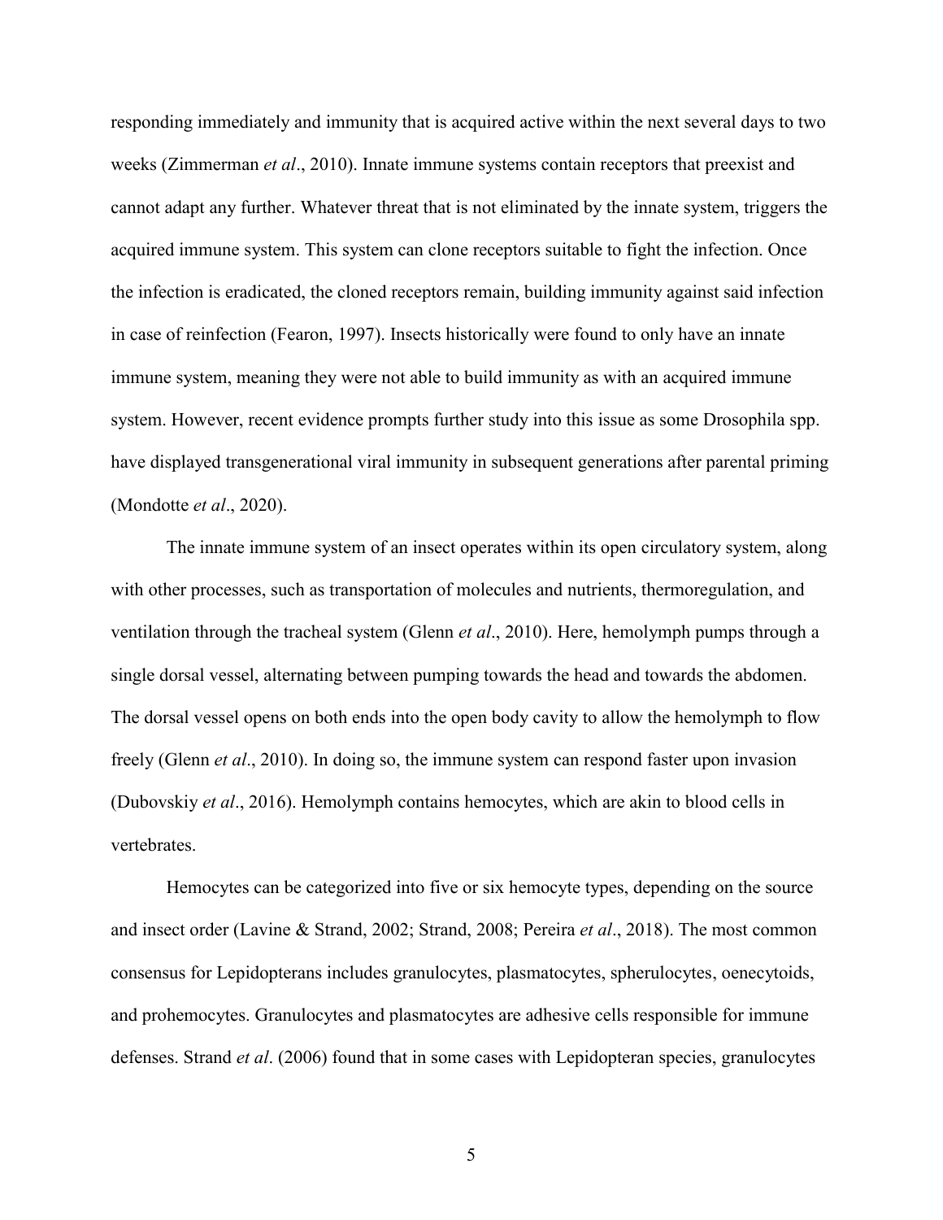responding immediately and immunity that is acquired active within the next several days to two weeks (Zimmerman *et al*., 2010). Innate immune systems contain receptors that preexist and cannot adapt any further. Whatever threat that is not eliminated by the innate system, triggers the acquired immune system. This system can clone receptors suitable to fight the infection. Once the infection is eradicated, the cloned receptors remain, building immunity against said infection in case of reinfection (Fearon, 1997). Insects historically were found to only have an innate immune system, meaning they were not able to build immunity as with an acquired immune system. However, recent evidence prompts further study into this issue as some Drosophila spp. have displayed transgenerational viral immunity in subsequent generations after parental priming (Mondotte *et al*., 2020).

The innate immune system of an insect operates within its open circulatory system, along with other processes, such as transportation of molecules and nutrients, thermoregulation, and ventilation through the tracheal system (Glenn *et al*., 2010). Here, hemolymph pumps through a single dorsal vessel, alternating between pumping towards the head and towards the abdomen. The dorsal vessel opens on both ends into the open body cavity to allow the hemolymph to flow freely (Glenn *et al*., 2010). In doing so, the immune system can respond faster upon invasion (Dubovskiy *et al*., 2016). Hemolymph contains hemocytes, which are akin to blood cells in vertebrates.

Hemocytes can be categorized into five or six hemocyte types, depending on the source and insect order (Lavine & Strand, 2002; Strand, 2008; Pereira *et al*., 2018). The most common consensus for Lepidopterans includes granulocytes, plasmatocytes, spherulocytes, oenecytoids, and prohemocytes. Granulocytes and plasmatocytes are adhesive cells responsible for immune defenses. Strand *et al*. (2006) found that in some cases with Lepidopteran species, granulocytes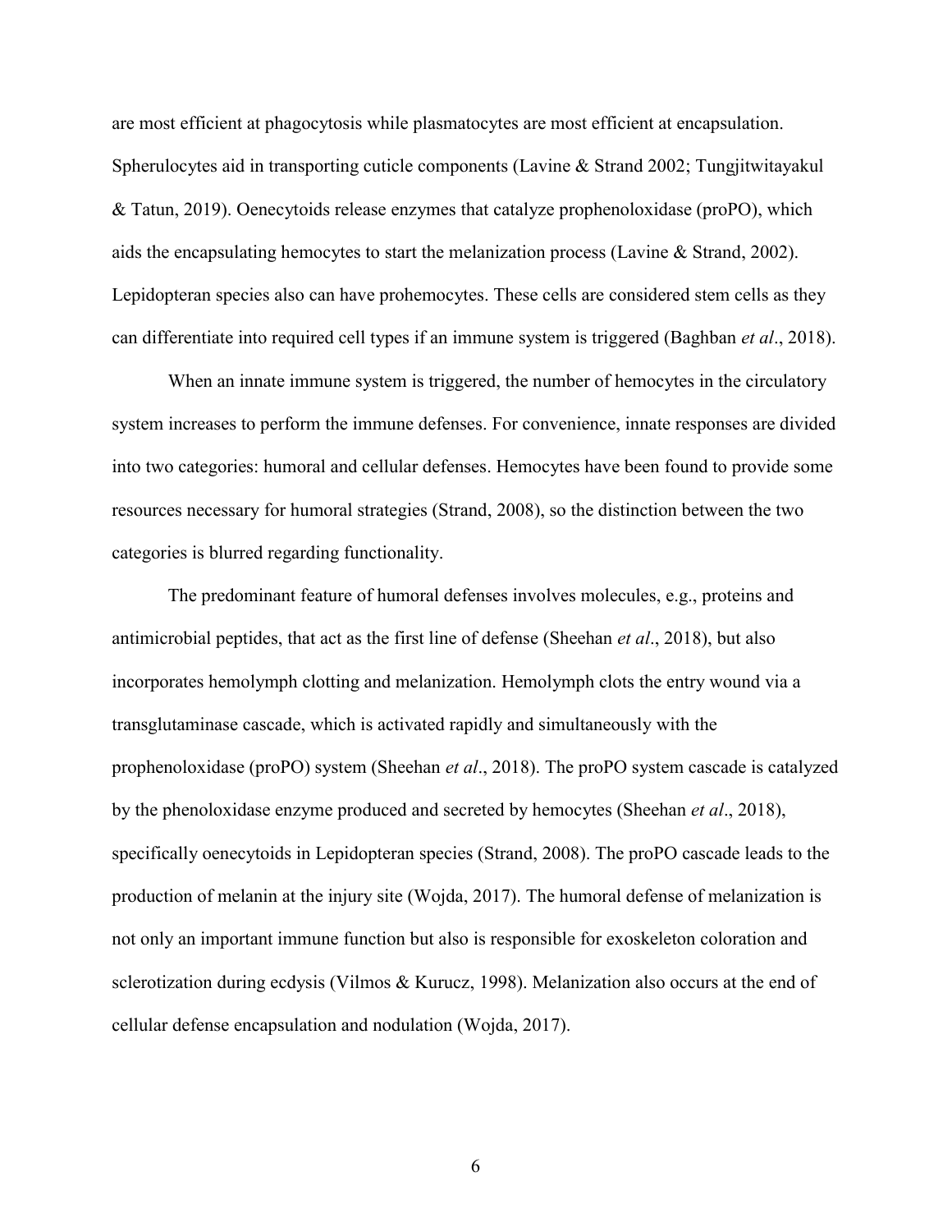are most efficient at phagocytosis while plasmatocytes are most efficient at encapsulation. Spherulocytes aid in transporting cuticle components (Lavine & Strand 2002; Tungjitwitayakul & Tatun, 2019). Oenecytoids release enzymes that catalyze prophenoloxidase (proPO), which aids the encapsulating hemocytes to start the melanization process (Lavine & Strand, 2002). Lepidopteran species also can have prohemocytes. These cells are considered stem cells as they can differentiate into required cell types if an immune system is triggered (Baghban *et al*., 2018).

When an innate immune system is triggered, the number of hemocytes in the circulatory system increases to perform the immune defenses. For convenience, innate responses are divided into two categories: humoral and cellular defenses. Hemocytes have been found to provide some resources necessary for humoral strategies (Strand, 2008), so the distinction between the two categories is blurred regarding functionality.

The predominant feature of humoral defenses involves molecules, e.g., proteins and antimicrobial peptides, that act as the first line of defense (Sheehan *et al*., 2018), but also incorporates hemolymph clotting and melanization. Hemolymph clots the entry wound via a transglutaminase cascade, which is activated rapidly and simultaneously with the prophenoloxidase (proPO) system (Sheehan *et al*., 2018). The proPO system cascade is catalyzed by the phenoloxidase enzyme produced and secreted by hemocytes (Sheehan *et al*., 2018), specifically oenecytoids in Lepidopteran species (Strand, 2008). The proPO cascade leads to the production of melanin at the injury site (Wojda, 2017). The humoral defense of melanization is not only an important immune function but also is responsible for exoskeleton coloration and sclerotization during ecdysis (Vilmos & Kurucz, 1998). Melanization also occurs at the end of cellular defense encapsulation and nodulation (Wojda, 2017).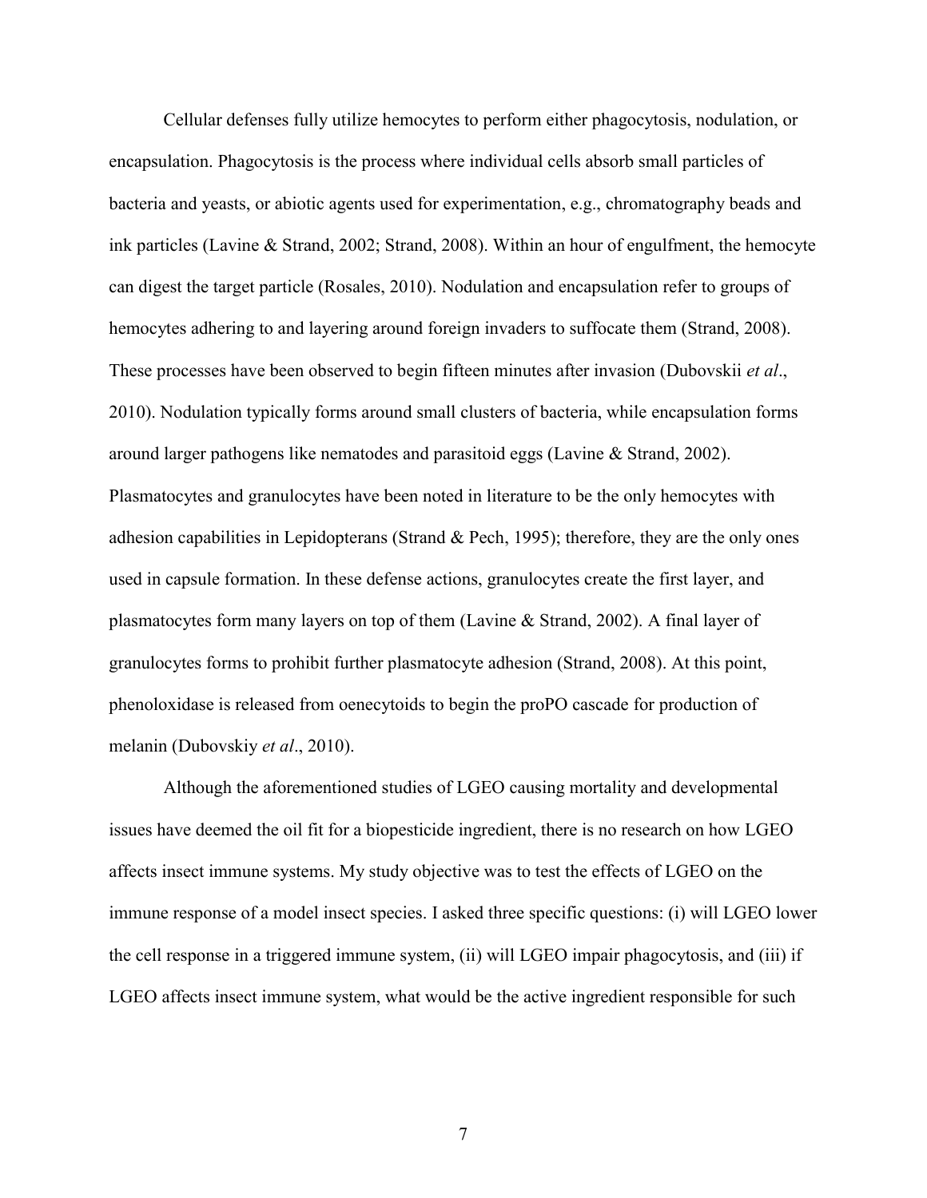Cellular defenses fully utilize hemocytes to perform either phagocytosis, nodulation, or encapsulation. Phagocytosis is the process where individual cells absorb small particles of bacteria and yeasts, or abiotic agents used for experimentation, e.g., chromatography beads and ink particles (Lavine & Strand, 2002; Strand, 2008). Within an hour of engulfment, the hemocyte can digest the target particle (Rosales, 2010). Nodulation and encapsulation refer to groups of hemocytes adhering to and layering around foreign invaders to suffocate them (Strand, 2008). These processes have been observed to begin fifteen minutes after invasion (Dubovskii *et al*., 2010). Nodulation typically forms around small clusters of bacteria, while encapsulation forms around larger pathogens like nematodes and parasitoid eggs (Lavine & Strand, 2002). Plasmatocytes and granulocytes have been noted in literature to be the only hemocytes with adhesion capabilities in Lepidopterans (Strand & Pech, 1995); therefore, they are the only ones used in capsule formation. In these defense actions, granulocytes create the first layer, and plasmatocytes form many layers on top of them (Lavine & Strand, 2002). A final layer of granulocytes forms to prohibit further plasmatocyte adhesion (Strand, 2008). At this point, phenoloxidase is released from oenecytoids to begin the proPO cascade for production of melanin (Dubovskiy *et al*., 2010).

Although the aforementioned studies of LGEO causing mortality and developmental issues have deemed the oil fit for a biopesticide ingredient, there is no research on how LGEO affects insect immune systems. My study objective was to test the effects of LGEO on the immune response of a model insect species. I asked three specific questions: (i) will LGEO lower the cell response in a triggered immune system, (ii) will LGEO impair phagocytosis, and (iii) if LGEO affects insect immune system, what would be the active ingredient responsible for such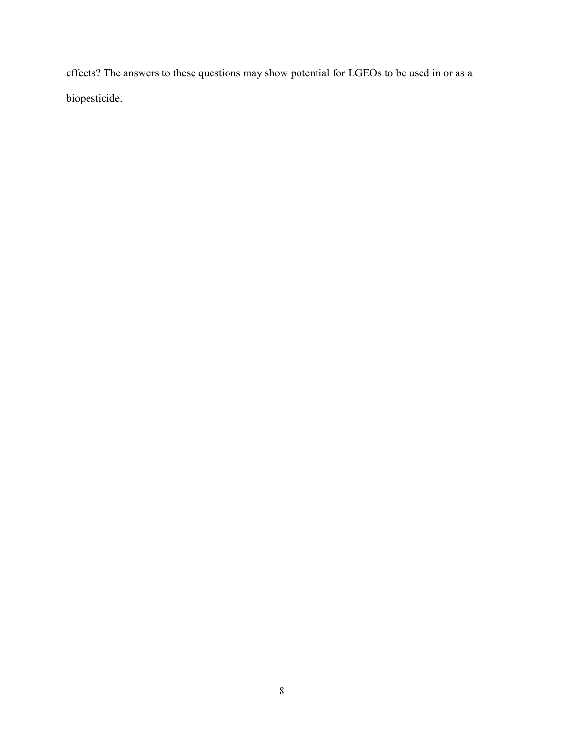effects? The answers to these questions may show potential for LGEOs to be used in or as a biopesticide.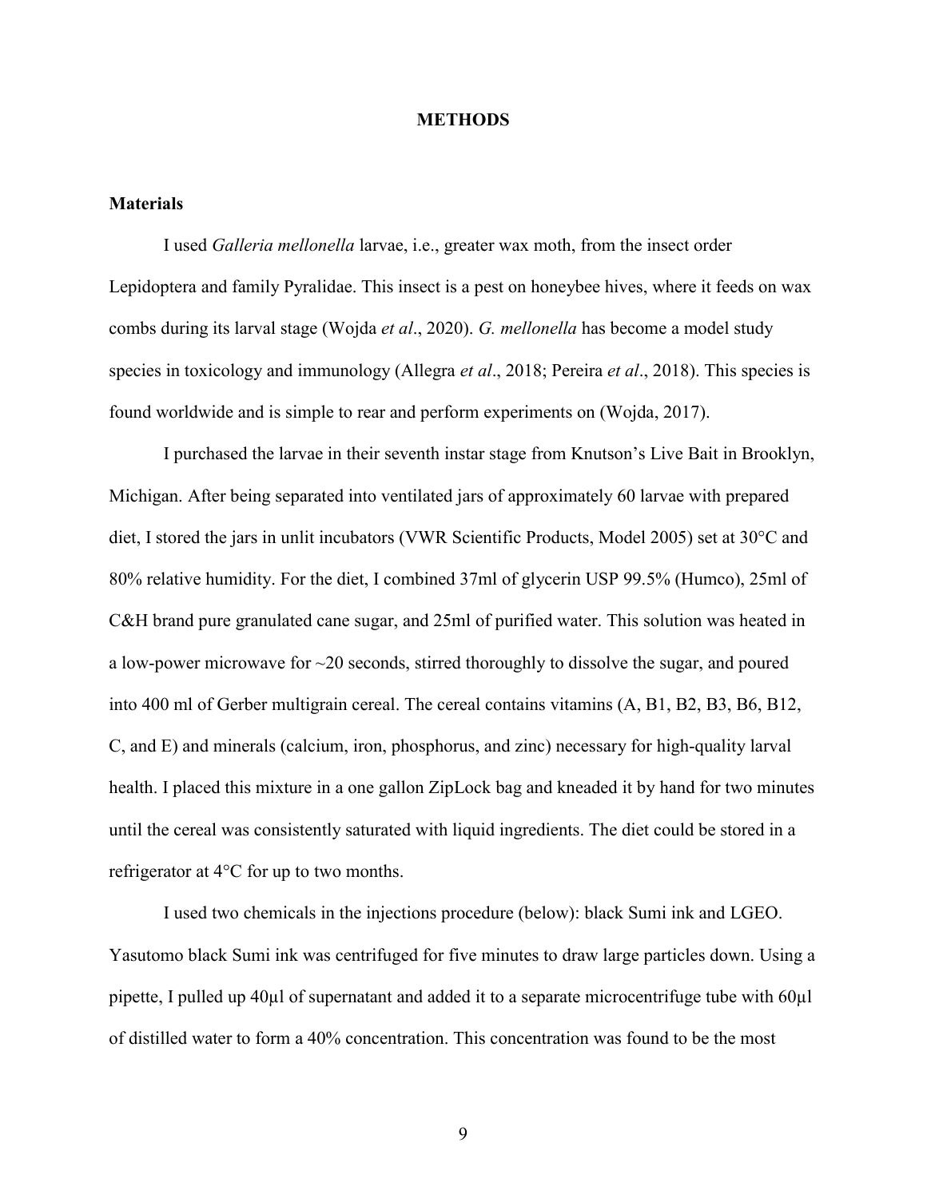# METHODS

## Materials

I used *Galleria mellonella* larvae, i.e., greater wax moth, from the insect order Lepidoptera and family Pyralidae. This insect is a pest on honeybee hives, where it feeds on wax combs during its larval stage (Wojda *et al*., 2020). *G. mellonella* has become a model study species in toxicology and immunology (Allegra *et al*., 2018; Pereira *et al*., 2018). This species is found worldwide and is simple to rear and perform experiments on (Wojda, 2017).

I purchased the larvae in their seventh instar stage from Knutson's Live Bait in Brooklyn, Michigan. After being separated into ventilated jars of approximately 60 larvae with prepared diet, I stored the jars in unlit incubators (VWR Scientific Products, Model 2005) set at 30°C and 80% relative humidity. For the diet, I combined 37ml of glycerin USP 99.5% (Humco), 25ml of C&H brand pure granulated cane sugar, and 25ml of purified water. This solution was heated in a low-power microwave for ~20 seconds, stirred thoroughly to dissolve the sugar, and poured into 400 ml of Gerber multigrain cereal. The cereal contains vitamins (A, B1, B2, B3, B6, B12, C, and E) and minerals (calcium, iron, phosphorus, and zinc) necessary for high-quality larval health. I placed this mixture in a one gallon ZipLock bag and kneaded it by hand for two minutes until the cereal was consistently saturated with liquid ingredients. The diet could be stored in a refrigerator at 4°C for up to two months.

I used two chemicals in the injections procedure (below): black Sumi ink and LGEO. Yasutomo black Sumi ink was centrifuged for five minutes to draw large particles down. Using a pipette, I pulled up 40µl of supernatant and added it to a separate microcentrifuge tube with 60µl of distilled water to form a 40% concentration. This concentration was found to be the most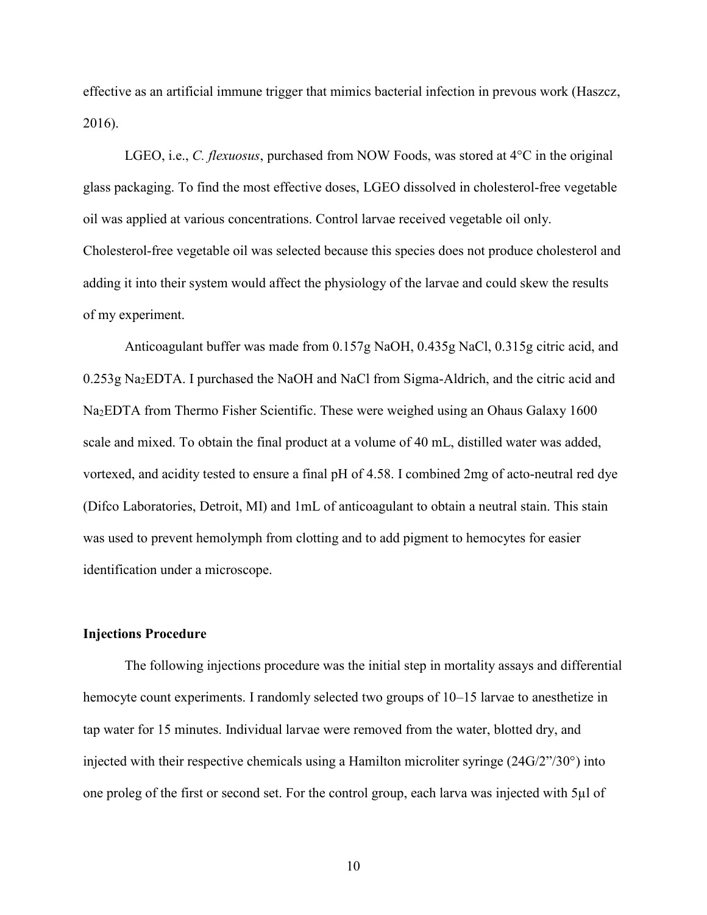effective as an artificial immune trigger that mimics bacterial infection in prevous work (Haszcz, 2016).

LGEO, i.e., *C. flexuosus*, purchased from NOW Foods, was stored at 4°C in the original glass packaging. To find the most effective doses, LGEO dissolved in cholesterol-free vegetable oil was applied at various concentrations. Control larvae received vegetable oil only. Cholesterol-free vegetable oil was selected because this species does not produce cholesterol and adding it into their system would affect the physiology of the larvae and could skew the results of my experiment.

Anticoagulant buffer was made from 0.157g NaOH, 0.435g NaCl, 0.315g citric acid, and 0.253g $Na_2EDTA$. I purchased the NaOH and NaCl from Sigma-Aldrich, and the citric acid and $Na_2EDTA$ from Thermo Fisher Scientific. These were weighed using an Ohaus Galaxy 1600 scale and mixed. To obtain the final product at a volume of 40 mL, distilled water was added, vortexed, and acidity tested to ensure a final pH of 4.58. I combined 2mg of acto-neutral red dye (Difco Laboratories, Detroit, MI) and 1mL of anticoagulant to obtain a neutral stain. This stain was used to prevent hemolymph from clotting and to add pigment to hemocytes for easier identification under a microscope.

### Injections Procedure

The following injections procedure was the initial step in mortality assays and differential hemocyte count experiments. I randomly selected two groups of 10–15 larvae to anesthetize in tap water for 15 minutes. Individual larvae were removed from the water, blotted dry, and injected with their respective chemicals using a Hamilton microliter syringe (24G/2"/30°) into one proleg of the first or second set. For the control group, each larva was injected with 5µl of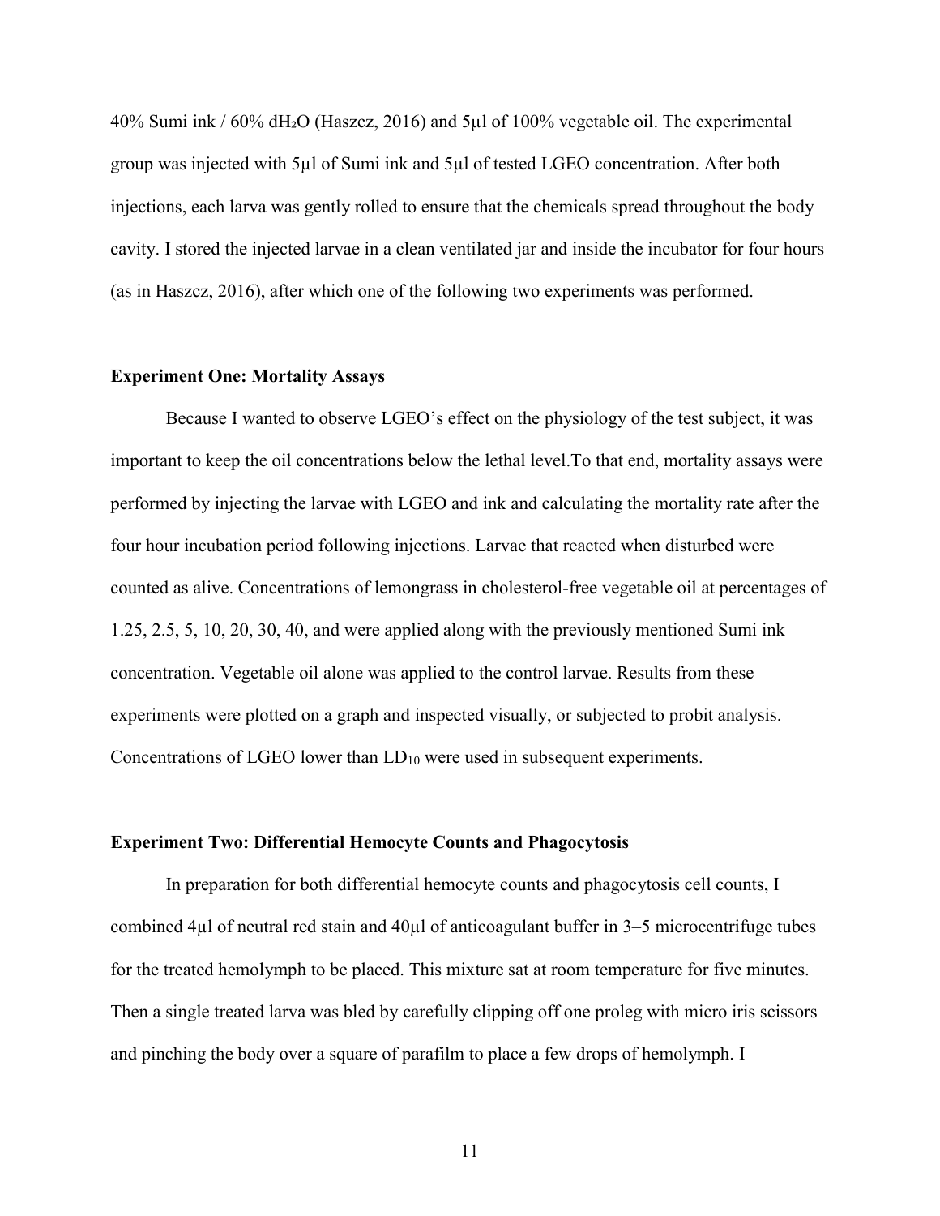40% Sumi ink / 60% $dH_2O$ (Haszcz, 2016) and 5µl of 100% vegetable oil. The experimental group was injected with 5µl of Sumi ink and 5µl of tested LGEO concentration. After both injections, each larva was gently rolled to ensure that the chemicals spread throughout the body cavity. I stored the injected larvae in a clean ventilated jar and inside the incubator for four hours (as in Haszcz, 2016), after which one of the following two experiments was performed.

### Experiment One: Mortality Assays

Because I wanted to observe LGEO's effect on the physiology of the test subject, it was important to keep the oil concentrations below the lethal level.To that end, mortality assays were performed by injecting the larvae with LGEO and ink and calculating the mortality rate after the four hour incubation period following injections. Larvae that reacted when disturbed were counted as alive. Concentrations of lemongrass in cholesterol-free vegetable oil at percentages of 1.25, 2.5, 5, 10, 20, 30, 40, and were applied along with the previously mentioned Sumi ink concentration. Vegetable oil alone was applied to the control larvae. Results from these experiments were plotted on a graph and inspected visually, or subjected to probit analysis. Concentrations of LGEO lower than $LD_{10}$ were used in subsequent experiments.

### Experiment Two: Differential Hemocyte Counts and Phagocytosis

In preparation for both differential hemocyte counts and phagocytosis cell counts, I combined 4µl of neutral red stain and 40µl of anticoagulant buffer in 3–5 microcentrifuge tubes for the treated hemolymph to be placed. This mixture sat at room temperature for five minutes. Then a single treated larva was bled by carefully clipping off one proleg with micro iris scissors and pinching the body over a square of parafilm to place a few drops of hemolymph. I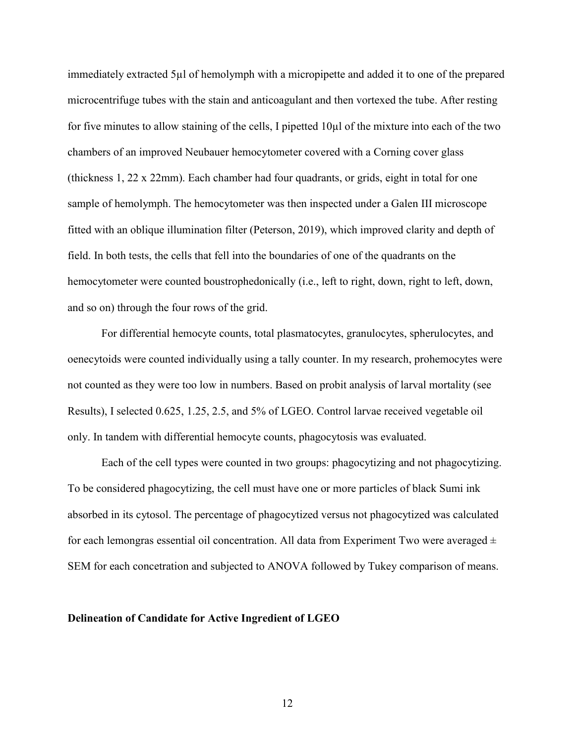immediately extracted 5µl of hemolymph with a micropipette and added it to one of the prepared microcentrifuge tubes with the stain and anticoagulant and then vortexed the tube. After resting for five minutes to allow staining of the cells, I pipetted 10µl of the mixture into each of the two chambers of an improved Neubauer hemocytometer covered with a Corning cover glass (thickness 1, 22 x 22mm). Each chamber had four quadrants, or grids, eight in total for one sample of hemolymph. The hemocytometer was then inspected under a Galen III microscope fitted with an oblique illumination filter (Peterson, 2019), which improved clarity and depth of field. In both tests, the cells that fell into the boundaries of one of the quadrants on the hemocytometer were counted boustrophedonically (i.e., left to right, down, right to left, down, and so on) through the four rows of the grid.

For differential hemocyte counts, total plasmatocytes, granulocytes, spherulocytes, and oenecytoids were counted individually using a tally counter. In my research, prohemocytes were not counted as they were too low in numbers. Based on probit analysis of larval mortality (see Results), I selected 0.625, 1.25, 2.5, and 5% of LGEO. Control larvae received vegetable oil only. In tandem with differential hemocyte counts, phagocytosis was evaluated.

Each of the cell types were counted in two groups: phagocytizing and not phagocytizing. To be considered phagocytizing, the cell must have one or more particles of black Sumi ink absorbed in its cytosol. The percentage of phagocytized versus not phagocytized was calculated for each lemongras essential oil concentration. All data from Experiment Two were averaged ± SEM for each concetration and subjected to ANOVA followed by Tukey comparison of means.

**Delineation of Candidate for Active Ingredient of LGEO**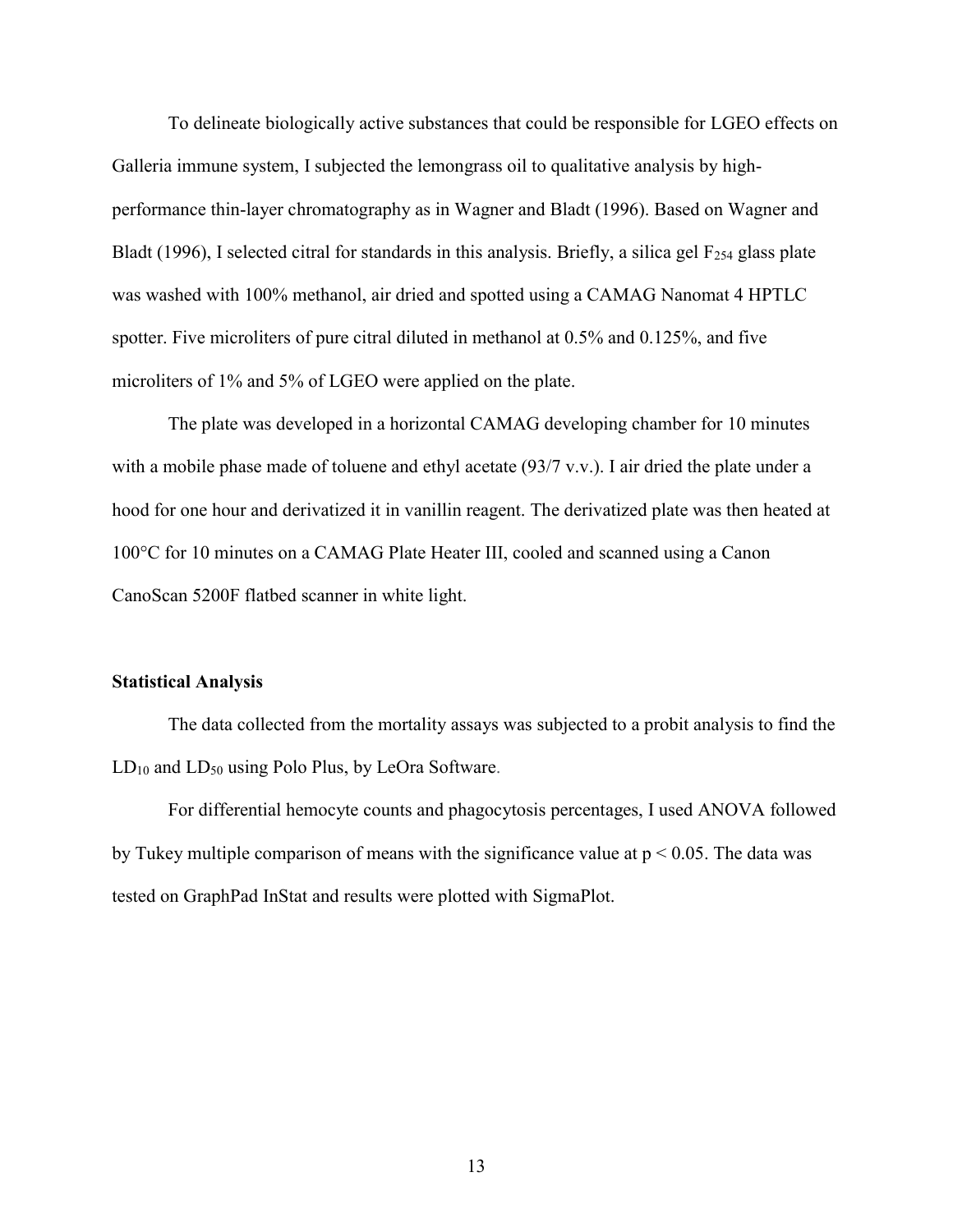To delineate biologically active substances that could be responsible for LGEO effects on Galleria immune system, I subjected the lemongrass oil to qualitative analysis by high-performance thin-layer chromatography as in Wagner and Bladt (1996). Based on Wagner and Bladt (1996), I selected citral for standards in this analysis. Briefly, a silica gel $F_{254}$ glass plate was washed with 100% methanol, air dried and spotted using a CAMAG Nanomat 4 HPTLC spotter. Five microliters of pure citral diluted in methanol at 0.5% and 0.125%, and five microliters of 1% and 5% of LGEO were applied on the plate.

The plate was developed in a horizontal CAMAG developing chamber for 10 minutes with a mobile phase made of toluene and ethyl acetate (93/7 v.v.). I air dried the plate under a hood for one hour and derivatized it in vanillin reagent. The derivatized plate was then heated at 100°C for 10 minutes on a CAMAG Plate Heater III, cooled and scanned using a Canon CanoScan 5200F flatbed scanner in white light.

**Statistical Analysis**

The data collected from the mortality assays was subjected to a probit analysis to find the $LD_{10}$ and $LD_{50}$ using Polo Plus, by LeOra Software.

For differential hemocyte counts and phagocytosis percentages, I used ANOVA followed by Tukey multiple comparison of means with the significance value at $p < 0.05$. The data was tested on GraphPad InStat and results were plotted with SigmaPlot.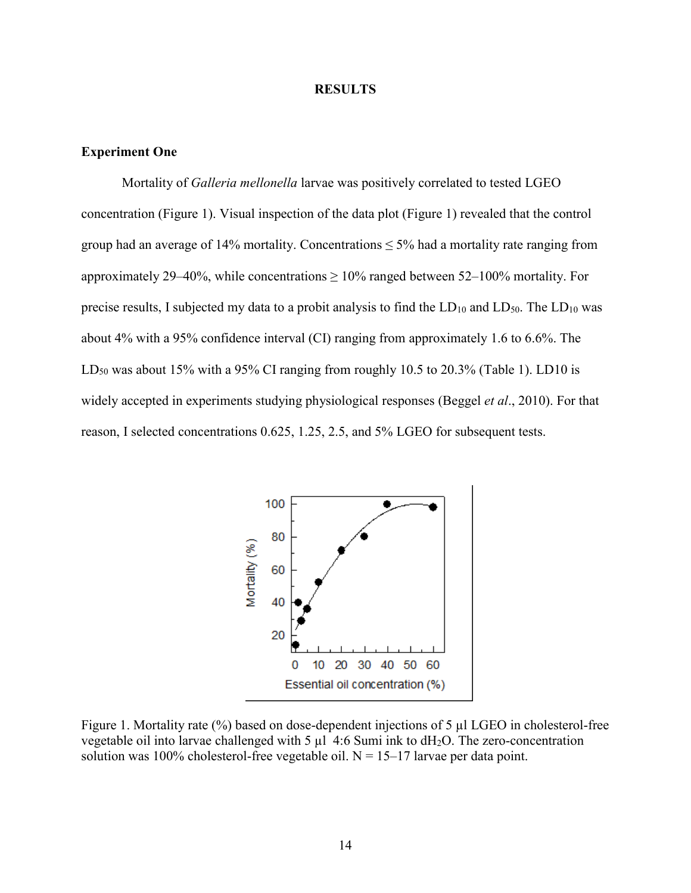## RESULTS

### Experiment One

Mortality of *Galleria mellonella* larvae was positively correlated to tested LGEO concentration (Figure 1). Visual inspection of the data plot (Figure 1) revealed that the control group had an average of 14% mortality. Concentrations ≤ 5% had a mortality rate ranging from approximately 29–40%, while concentrations ≥ 10% ranged between 52–100% mortality. For precise results, I subjected my data to a probit analysis to find the $LD_{10}$ and $LD_{50}$. The $LD_{10}$ was about 4% with a 95% confidence interval (CI) ranging from approximately 1.6 to 6.6%. The $LD_{50}$ was about 15% with a 95% CI ranging from roughly 10.5 to 20.3% (Table 1). LD10 is widely accepted in experiments studying physiological responses (Beggel *et al*., 2010). For that reason, I selected concentrations 0.625, 1.25, 2.5, and 5% LGEO for subsequent tests.

Figure 1. Mortality rate (%) based on dose-dependent injections of 5 µl LGEO in cholesterol-free vegetable oil into larvae challenged with 5 µl 4:6 Sumi ink to $dH_2O$. The zero-concentration solution was 100% cholesterol-free vegetable oil. N = 15–17 larvae per data point.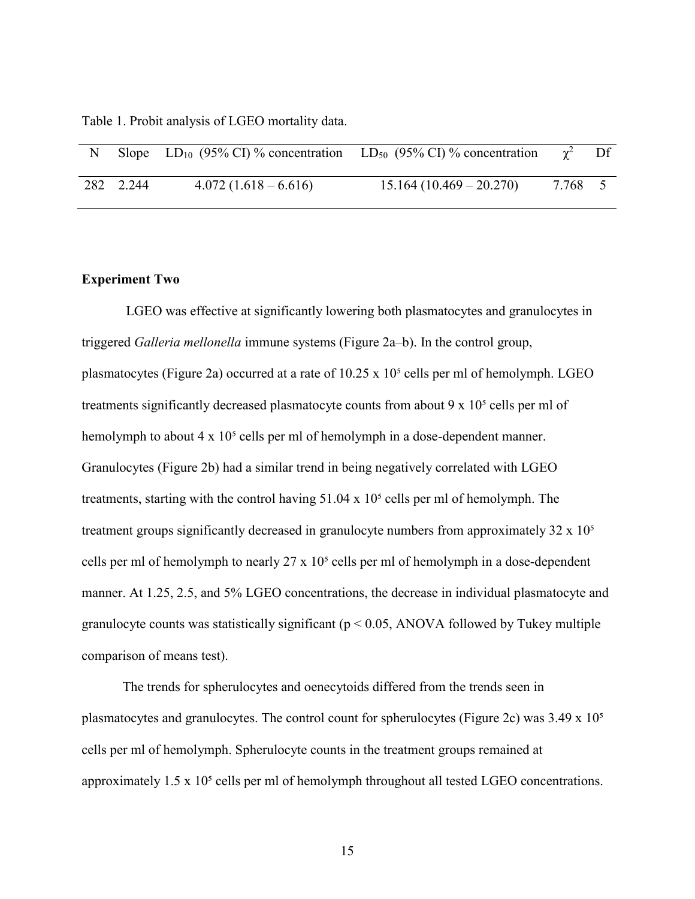Table 1. Probit analysis of LGEO mortality data.

| N | Slope | $LD_{10}$ (95% CI) % concentration | $LD_{50}$ (95% CI) % concentration | $\chi^2$ | Df |
|---|---|---|---|---|---|
| 282 | 2.244 | 4.072 (1.618 – 6.616) | 15.164 (10.469 – 20.270) | 7.768 | 5 |

**Experiment Two**

LGEO was effective at significantly lowering both plasmatocytes and granulocytes in triggered *Galleria mellonella* immune systems (Figure 2a–b). In the control group, plasmatocytes (Figure 2a) occurred at a rate of 10.25 x $10^5$ cells per ml of hemolymph. LGEO treatments significantly decreased plasmatocyte counts from about 9 x $10^5$ cells per ml of hemolymph to about 4 x $10^5$ cells per ml of hemolymph in a dose-dependent manner. Granulocytes (Figure 2b) had a similar trend in being negatively correlated with LGEO treatments, starting with the control having 51.04 x $10^5$ cells per ml of hemolymph. The treatment groups significantly decreased in granulocyte numbers from approximately 32 x $10^5$ cells per ml of hemolymph to nearly 27 x $10^5$ cells per ml of hemolymph in a dose-dependent manner. At 1.25, 2.5, and 5% LGEO concentrations, the decrease in individual plasmatocyte and granulocyte counts was statistically significant ($p < 0.05$, ANOVA followed by Tukey multiple comparison of means test).

The trends for spherulocytes and oenecytoids differed from the trends seen in plasmatocytes and granulocytes. The control count for spherulocytes (Figure 2c) was 3.49 x $10^5$ cells per ml of hemolymph. Spherulocyte counts in the treatment groups remained at approximately 1.5 x $10^5$ cells per ml of hemolymph throughout all tested LGEO concentrations.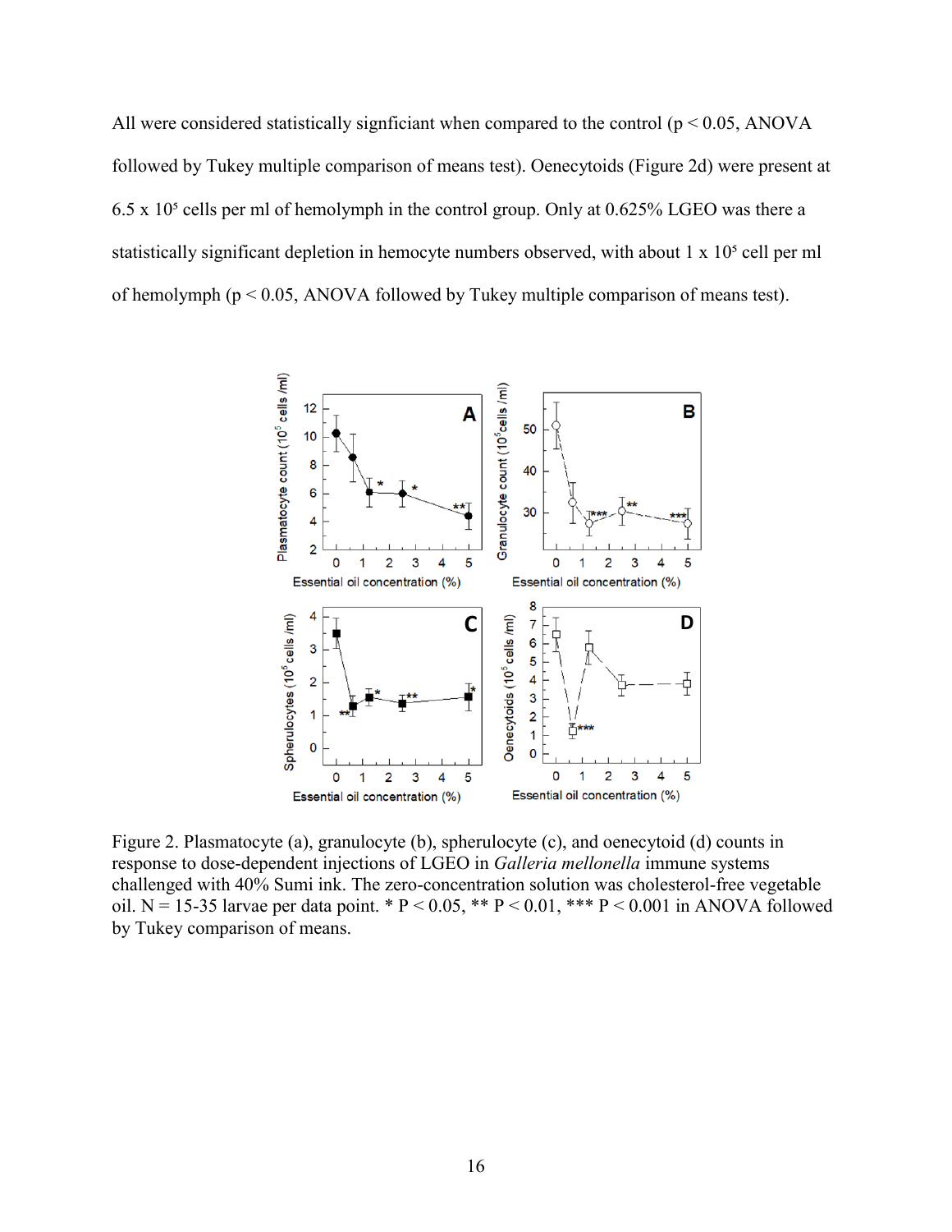All were considered statistically signficiant when compared to the control ($p < 0.05$, ANOVA followed by Tukey multiple comparison of means test). Oenecytoids (Figure 2d) were present at 6.5 x $10^5$ cells per ml of hemolymph in the control group. Only at 0.625% LGEO was there a statistically significant depletion in hemocyte numbers observed, with about 1 x $10^5$ cell per ml of hemolymph ($p < 0.05$, ANOVA followed by Tukey multiple comparison of means test).

Figure 2. Plasmatocyte (a), granulocyte (b), spherulocyte (c), and oenecytoid (d) counts in response to dose-dependent injections of LGEO in *Galleria mellonella* immune systems challenged with 40% Sumi ink. The zero-concentration solution was cholesterol-free vegetable oil. N = 15-35 larvae per data point. * $P < 0.05$, ** $P < 0.01$, *** $P < 0.001$ in ANOVA followed by Tukey comparison of means.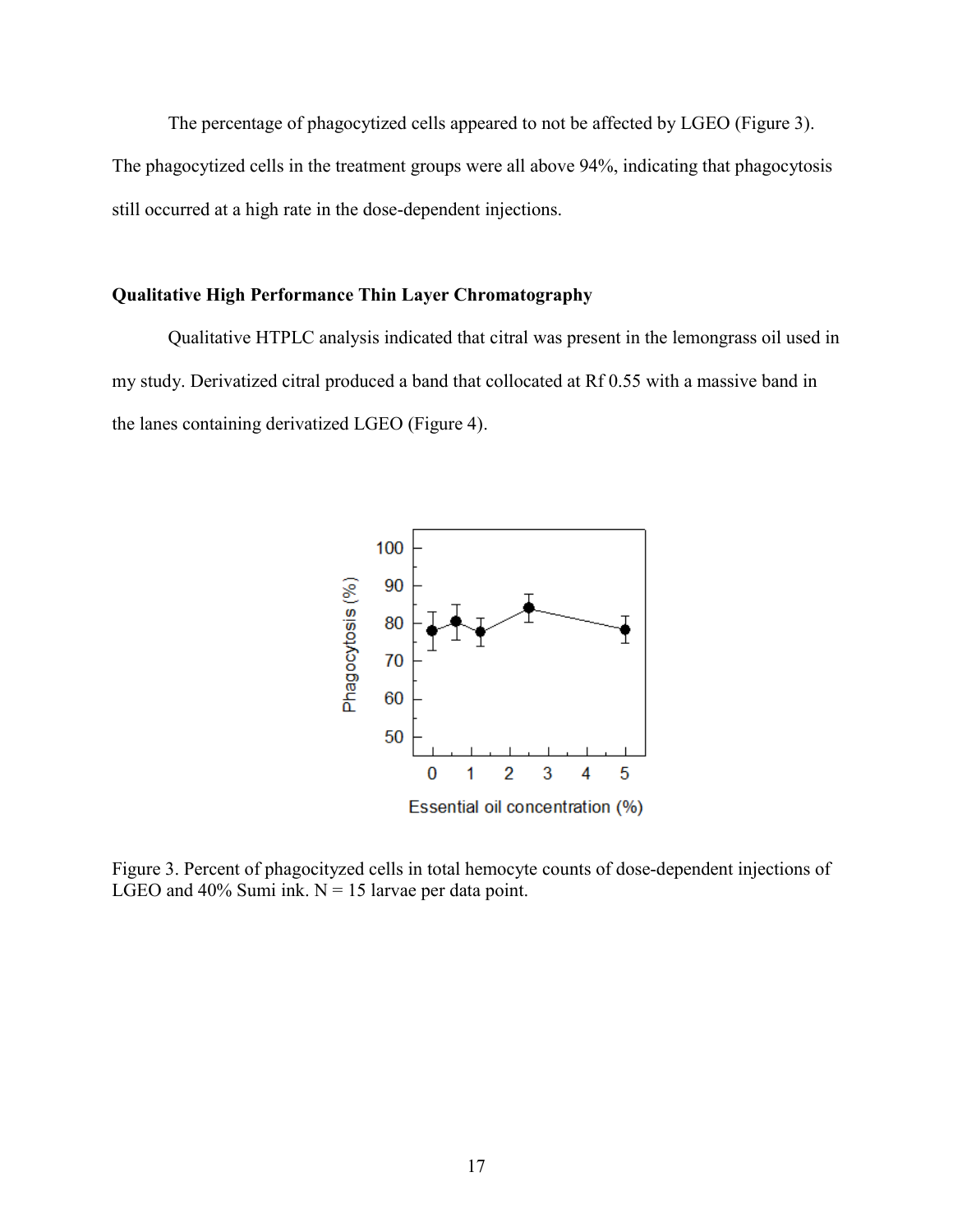The percentage of phagocytized cells appeared to not be affected by LGEO (Figure 3). The phagocytized cells in the treatment groups were all above 94%, indicating that phagocytosis still occurred at a high rate in the dose-dependent injections.

### Qualitative High Performance Thin Layer Chromatography

Qualitative HTPLC analysis indicated that citral was present in the lemongrass oil used in my study. Derivatized citral produced a band that collocated at Rf 0.55 with a massive band in the lanes containing derivatized LGEO (Figure 4).

Figure 3. Percent of phagocityzed cells in total hemocyte counts of dose-dependent injections of LGEO and 40% Sumi ink. N = 15 larvae per data point.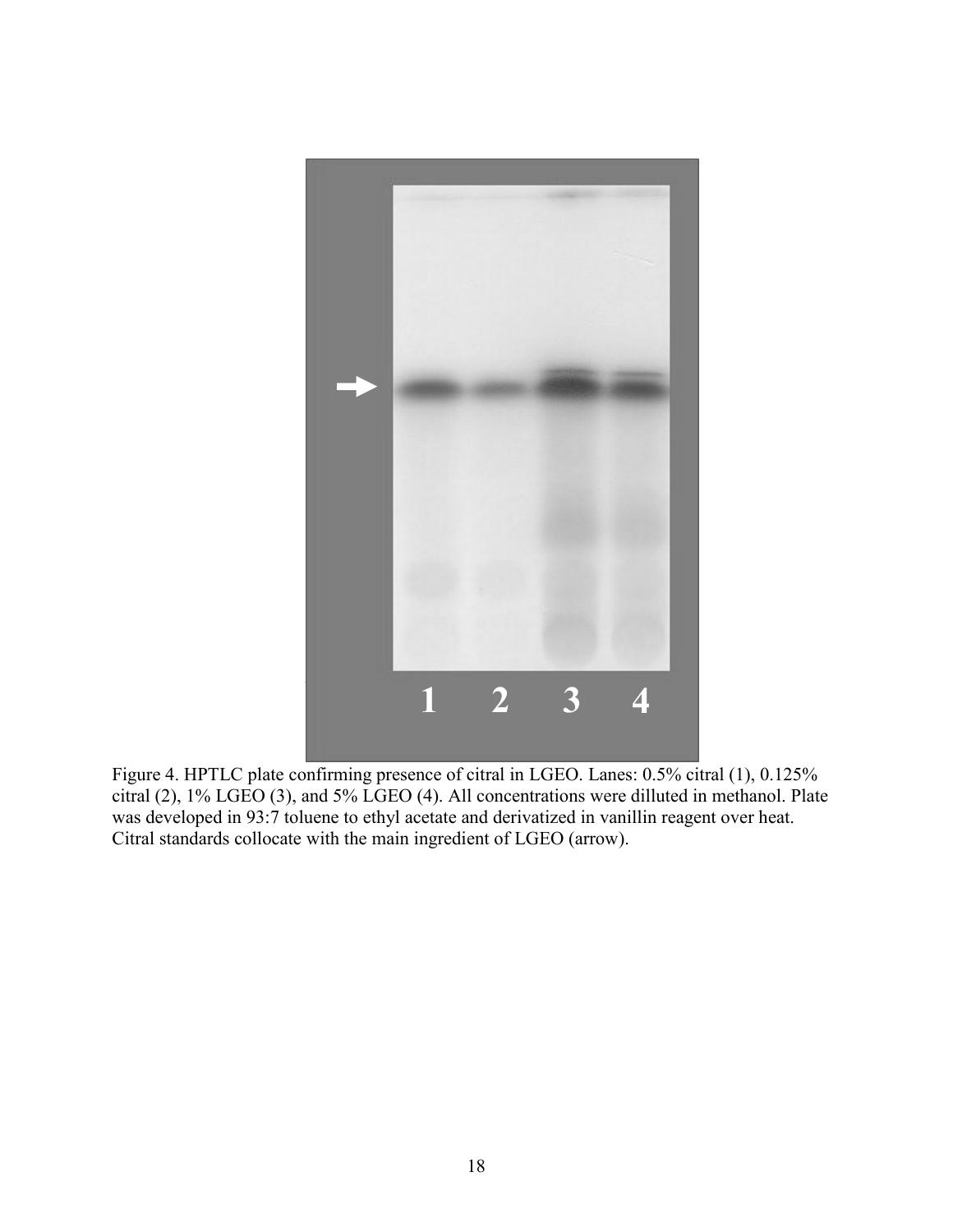Figure 4. HPTLC plate confirming presence of citral in LGEO. Lanes: 0.5% citral (1), 0.125% citral (2), 1% LGEO (3), and 5% LGEO (4). All concentrations were dilluted in methanol. Plate was developed in 93:7 toluene to ethyl acetate and derivatized in vanillin reagent over heat. Citral standards collocate with the main ingredient of LGEO (arrow).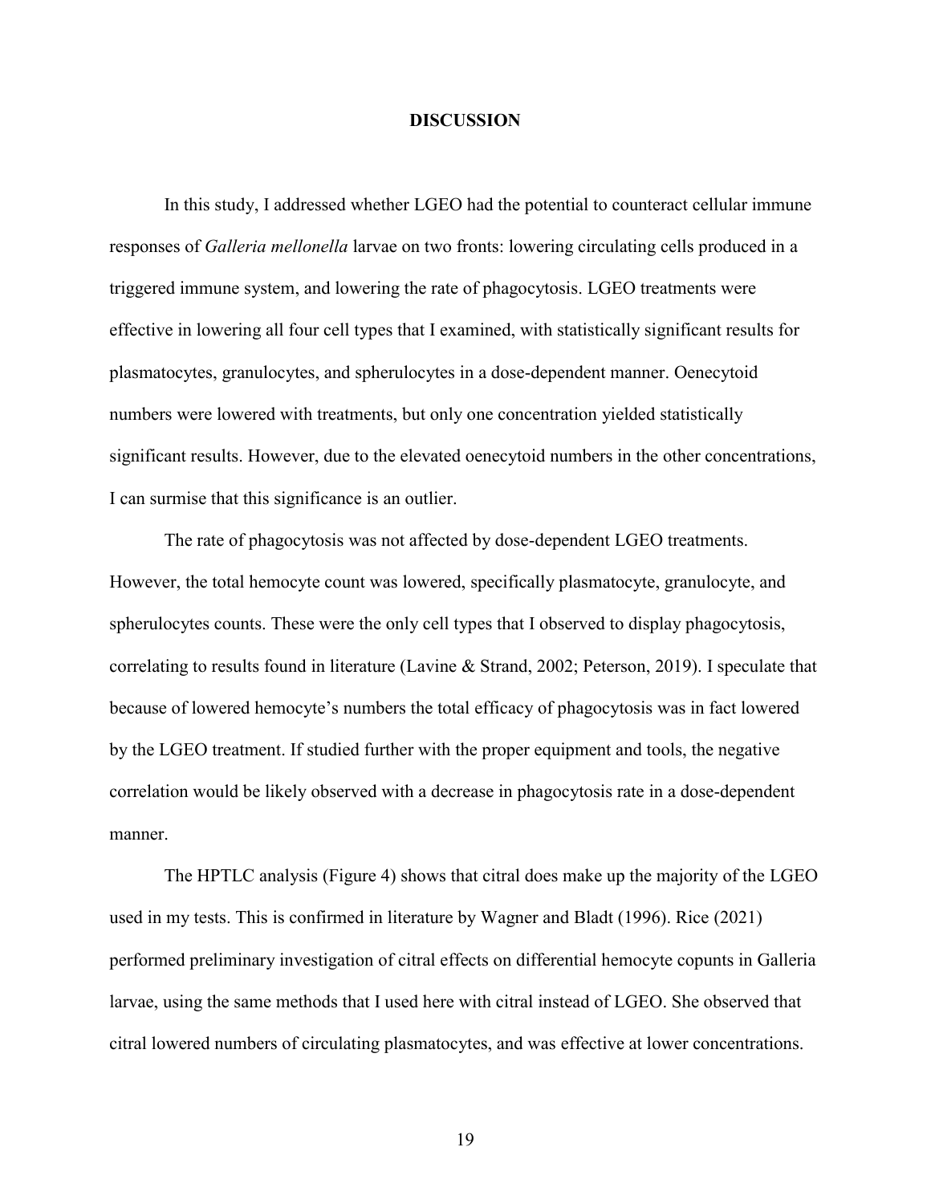# DISCUSSION

In this study, I addressed whether LGEO had the potential to counteract cellular immune responses of *Galleria mellonella* larvae on two fronts: lowering circulating cells produced in a triggered immune system, and lowering the rate of phagocytosis. LGEO treatments were effective in lowering all four cell types that I examined, with statistically significant results for plasmatocytes, granulocytes, and spherulocytes in a dose-dependent manner. Oenecytoid numbers were lowered with treatments, but only one concentration yielded statistically significant results. However, due to the elevated oenecytoid numbers in the other concentrations, I can surmise that this significance is an outlier.

The rate of phagocytosis was not affected by dose-dependent LGEO treatments. However, the total hemocyte count was lowered, specifically plasmatocyte, granulocyte, and spherulocytes counts. These were the only cell types that I observed to display phagocytosis, correlating to results found in literature (Lavine & Strand, 2002; Peterson, 2019). I speculate that because of lowered hemocyte's numbers the total efficacy of phagocytosis was in fact lowered by the LGEO treatment. If studied further with the proper equipment and tools, the negative correlation would be likely observed with a decrease in phagocytosis rate in a dose-dependent manner.

The HPTLC analysis (Figure 4) shows that citral does make up the majority of the LGEO used in my tests. This is confirmed in literature by Wagner and Bladt (1996). Rice (2021) performed preliminary investigation of citral effects on differential hemocyte copunts in Galleria larvae, using the same methods that I used here with citral instead of LGEO. She observed that citral lowered numbers of circulating plasmatocytes, and was effective at lower concentrations.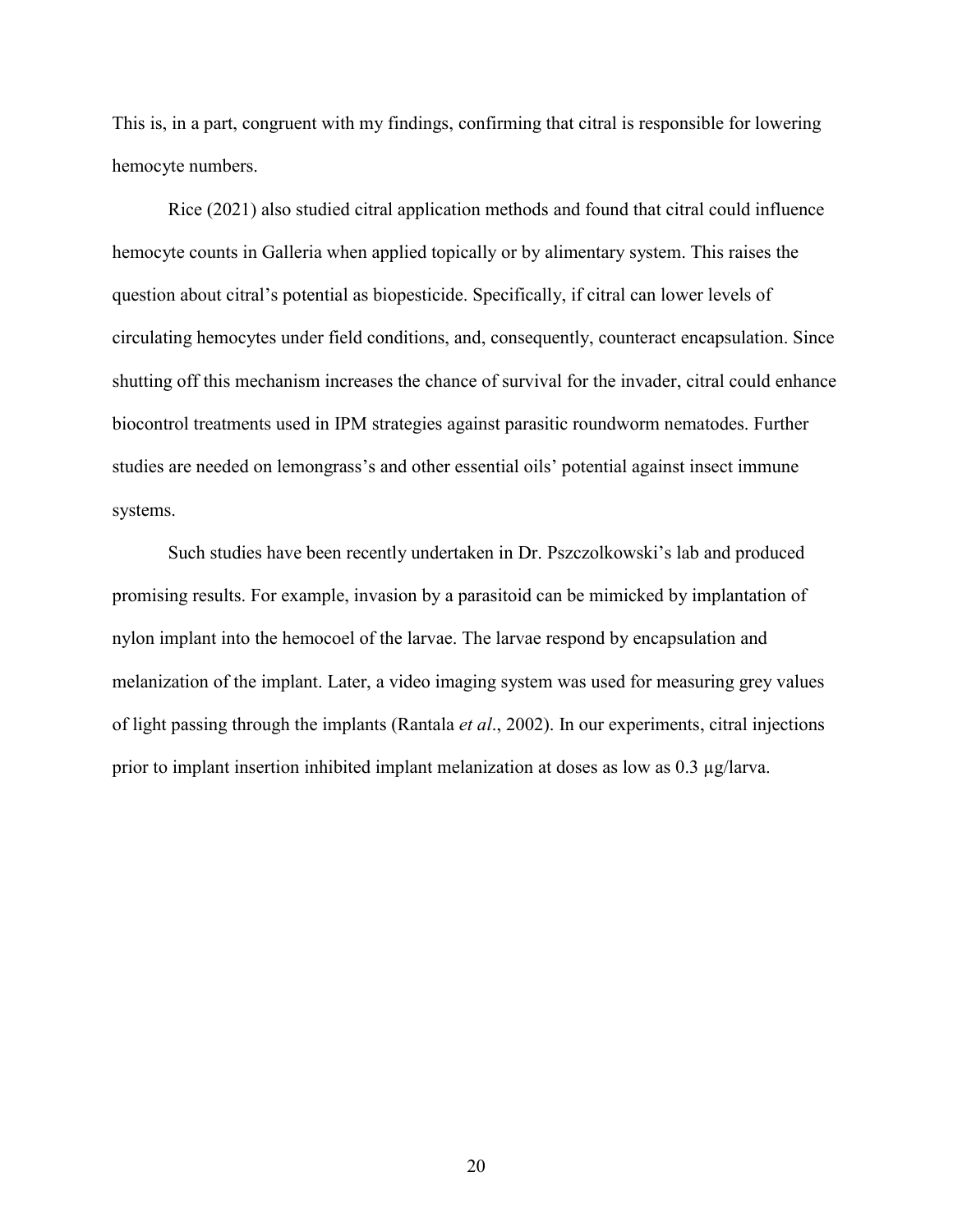This is, in a part, congruent with my findings, confirming that citral is responsible for lowering hemocyte numbers.

Rice (2021) also studied citral application methods and found that citral could influence hemocyte counts in Galleria when applied topically or by alimentary system. This raises the question about citral's potential as biopesticide. Specifically, if citral can lower levels of circulating hemocytes under field conditions, and, consequently, counteract encapsulation. Since shutting off this mechanism increases the chance of survival for the invader, citral could enhance biocontrol treatments used in IPM strategies against parasitic roundworm nematodes. Further studies are needed on lemongrass's and other essential oils' potential against insect immune systems.

Such studies have been recently undertaken in Dr. Pszczolkowski's lab and produced promising results. For example, invasion by a parasitoid can be mimicked by implantation of nylon implant into the hemocoel of the larvae. The larvae respond by encapsulation and melanization of the implant. Later, a video imaging system was used for measuring grey values of light passing through the implants (Rantala *et al*., 2002). In our experiments, citral injections prior to implant insertion inhibited implant melanization at doses as low as 0.3 µg/larva.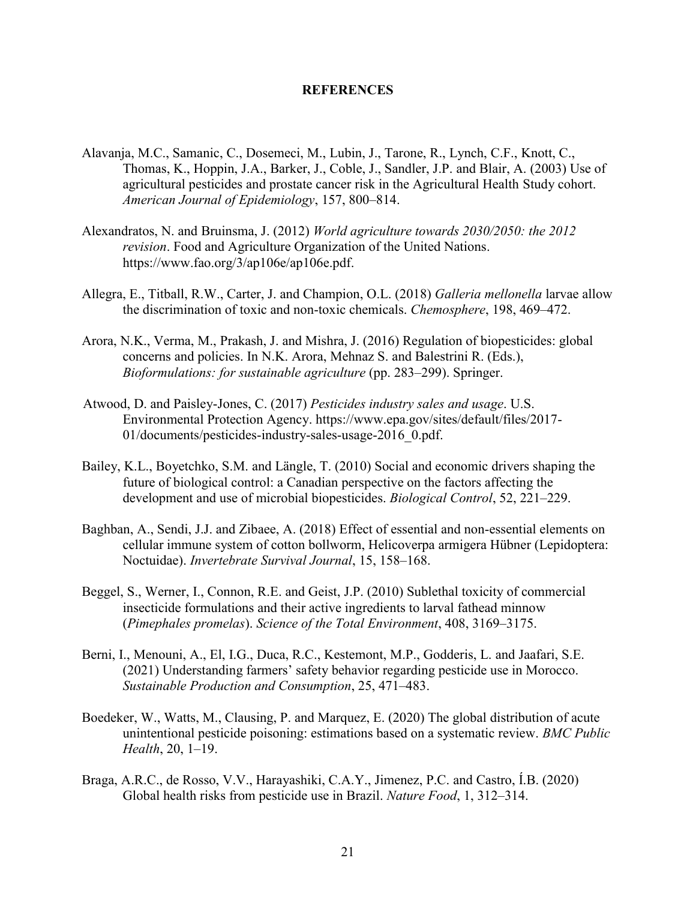## REFERENCES

Alavanja, M.C., Samanic, C., Dosemeci, M., Lubin, J., Tarone, R., Lynch, C.F., Knott, C., Thomas, K., Hoppin, J.A., Barker, J., Coble, J., Sandler, J.P. and Blair, A. (2003) Use of agricultural pesticides and prostate cancer risk in the Agricultural Health Study cohort. *American Journal of Epidemiology*, 157, 800–814.

Alexandratos, N. and Bruinsma, J. (2012) *World agriculture towards 2030/2050: the 2012 revision*. Food and Agriculture Organization of the United Nations. https://www.fao.org/3/ap106e/ap106e.pdf.

Allegra, E., Titball, R.W., Carter, J. and Champion, O.L. (2018) *Galleria mellonella* larvae allow the discrimination of toxic and non-toxic chemicals. *Chemosphere*, 198, 469–472.

Arora, N.K., Verma, M., Prakash, J. and Mishra, J. (2016) Regulation of biopesticides: global concerns and policies. In N.K. Arora, Mehnaz S. and Balestrini R. (Eds.), *Bioformulations: for sustainable agriculture* (pp. 283–299). Springer.

Atwood, D. and Paisley-Jones, C. (2017) *Pesticides industry sales and usage*. U.S. Environmental Protection Agency. https://www.epa.gov/sites/default/files/2017-01/documents/pesticides-industry-sales-usage-2016_0.pdf.

Bailey, K.L., Boyetchko, S.M. and Längle, T. (2010) Social and economic drivers shaping the future of biological control: a Canadian perspective on the factors affecting the development and use of microbial biopesticides. *Biological Control*, 52, 221–229.

Baghban, A., Sendi, J.J. and Zibaee, A. (2018) Effect of essential and non-essential elements on cellular immune system of cotton bollworm, Helicoverpa armigera Hübner (Lepidoptera: Noctuidae). *Invertebrate Survival Journal*, 15, 158–168.

Beggel, S., Werner, I., Connon, R.E. and Geist, J.P. (2010) Sublethal toxicity of commercial insecticide formulations and their active ingredients to larval fathead minnow (*Pimephales promelas*). *Science of the Total Environment*, 408, 3169–3175.

Berni, I., Menouni, A., El, I.G., Duca, R.C., Kestemont, M.P., Godderis, L. and Jaafari, S.E. (2021) Understanding farmers' safety behavior regarding pesticide use in Morocco. *Sustainable Production and Consumption*, 25, 471–483.

Boedeker, W., Watts, M., Clausing, P. and Marquez, E. (2020) The global distribution of acute unintentional pesticide poisoning: estimations based on a systematic review. *BMC Public Health*, 20, 1–19.

Braga, A.R.C., de Rosso, V.V., Harayashiki, C.A.Y., Jimenez, P.C. and Castro, Í.B. (2020) Global health risks from pesticide use in Brazil. *Nature Food*, 1, 312–314.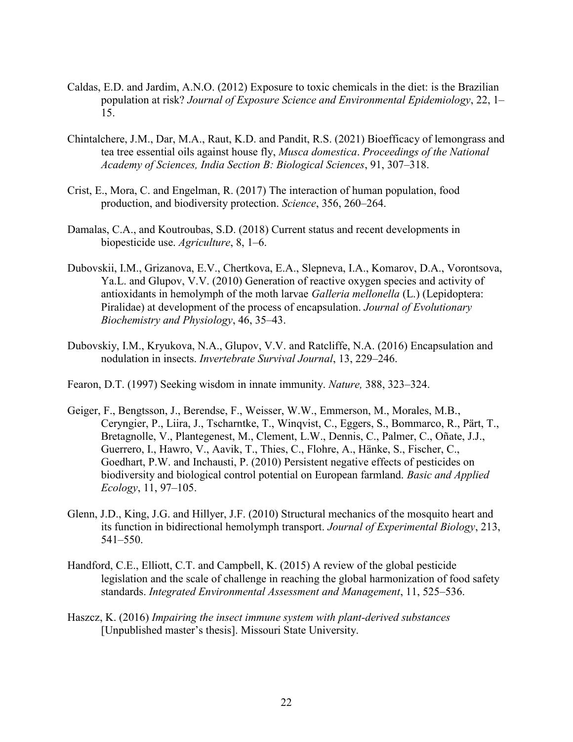Caldas, E.D. and Jardim, A.N.O. (2012) Exposure to toxic chemicals in the diet: is the Brazilian population at risk? *Journal of Exposure Science and Environmental Epidemiology*, 22, 1–15.

Chintalchere, J.M., Dar, M.A., Raut, K.D. and Pandit, R.S. (2021) Bioefficacy of lemongrass and tea tree essential oils against house fly, *Musca domestica*. *Proceedings of the National Academy of Sciences, India Section B: Biological Sciences*, 91, 307–318.

Crist, E., Mora, C. and Engelman, R. (2017) The interaction of human population, food production, and biodiversity protection. *Science*, 356, 260–264.

Damalas, C.A., and Koutroubas, S.D. (2018) Current status and recent developments in biopesticide use. *Agriculture*, 8, 1–6.

Dubovskii, I.M., Grizanova, E.V., Chertkova, E.A., Slepneva, I.A., Komarov, D.A., Vorontsova, Ya.L. and Glupov, V.V. (2010) Generation of reactive oxygen species and activity of antioxidants in hemolymph of the moth larvae *Galleria mellonella* (L.) (Lepidoptera: Piralidae) at development of the process of encapsulation. *Journal of Evolutionary Biochemistry and Physiology*, 46, 35–43.

Dubovskiy, I.M., Kryukova, N.A., Glupov, V.V. and Ratcliffe, N.A. (2016) Encapsulation and nodulation in insects. *Invertebrate Survival Journal*, 13, 229–246.

Fearon, D.T. (1997) Seeking wisdom in innate immunity. *Nature,* 388, 323–324.

Geiger, F., Bengtsson, J., Berendse, F., Weisser, W.W., Emmerson, M., Morales, M.B., Ceryngier, P., Liira, J., Tscharntke, T., Winqvist, C., Eggers, S., Bommarco, R., Pärt, T., Bretagnolle, V., Plantegenest, M., Clement, L.W., Dennis, C., Palmer, C., Oñate, J.J., Guerrero, I., Hawro, V., Aavik, T., Thies, C., Flohre, A., Hänke, S., Fischer, C., Goedhart, P.W. and Inchausti, P. (2010) Persistent negative effects of pesticides on biodiversity and biological control potential on European farmland. *Basic and Applied Ecology*, 11, 97–105.

Glenn, J.D., King, J.G. and Hillyer, J.F. (2010) Structural mechanics of the mosquito heart and its function in bidirectional hemolymph transport. *Journal of Experimental Biology*, 213, 541–550.

Handford, C.E., Elliott, C.T. and Campbell, K. (2015) A review of the global pesticide legislation and the scale of challenge in reaching the global harmonization of food safety standards. *Integrated Environmental Assessment and Management*, 11, 525–536.

Haszcz, K. (2016) *Impairing the insect immune system with plant-derived substances* [Unpublished master's thesis]. Missouri State University.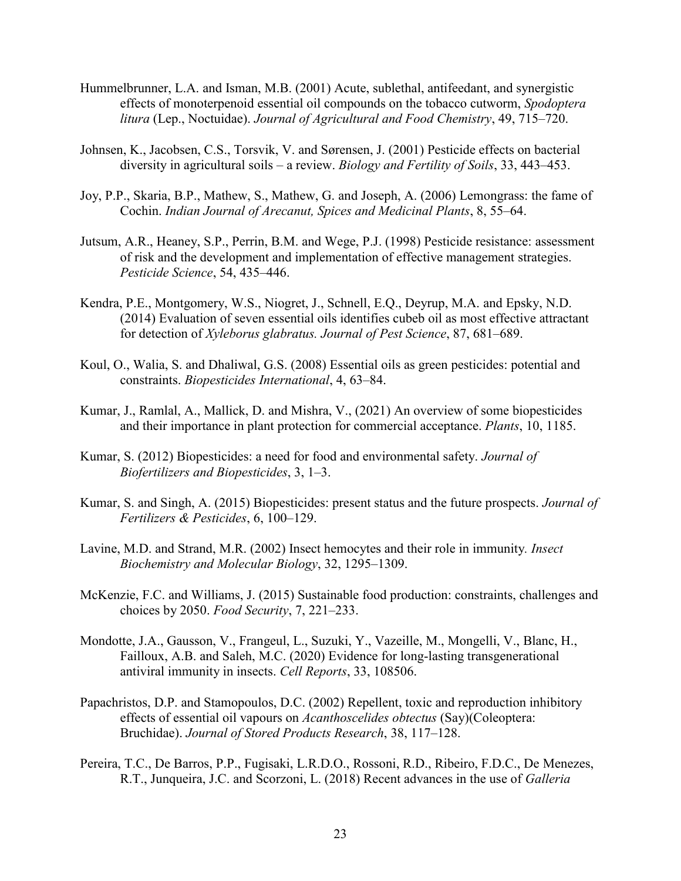Hummelbrunner, L.A. and Isman, M.B. (2001) Acute, sublethal, antifeedant, and synergistic effects of monoterpenoid essential oil compounds on the tobacco cutworm, *Spodoptera litura* (Lep., Noctuidae). *Journal of Agricultural and Food Chemistry*, 49, 715–720.

Johnsen, K., Jacobsen, C.S., Torsvik, V. and Sørensen, J. (2001) Pesticide effects on bacterial diversity in agricultural soils – a review. *Biology and Fertility of Soils*, 33, 443–453.

Joy, P.P., Skaria, B.P., Mathew, S., Mathew, G. and Joseph, A. (2006) Lemongrass: the fame of Cochin. *Indian Journal of Arecanut, Spices and Medicinal Plants*, 8, 55–64.

Jutsum, A.R., Heaney, S.P., Perrin, B.M. and Wege, P.J. (1998) Pesticide resistance: assessment of risk and the development and implementation of effective management strategies. *Pesticide Science*, 54, 435–446.

Kendra, P.E., Montgomery, W.S., Niogret, J., Schnell, E.Q., Deyrup, M.A. and Epsky, N.D. (2014) Evaluation of seven essential oils identifies cubeb oil as most effective attractant for detection of *Xyleborus glabratus. Journal of Pest Science*, 87, 681–689.

Koul, O., Walia, S. and Dhaliwal, G.S. (2008) Essential oils as green pesticides: potential and constraints. *Biopesticides International*, 4, 63–84.

Kumar, J., Ramlal, A., Mallick, D. and Mishra, V., (2021) An overview of some biopesticides and their importance in plant protection for commercial acceptance. *Plants*, 10, 1185.

Kumar, S. (2012) Biopesticides: a need for food and environmental safety. *Journal of Biofertilizers and Biopesticides*, 3, 1–3.

Kumar, S. and Singh, A. (2015) Biopesticides: present status and the future prospects. *Journal of Fertilizers & Pesticides*, 6, 100–129.

Lavine, M.D. and Strand, M.R. (2002) Insect hemocytes and their role in immunity. *Insect Biochemistry and Molecular Biology*, 32, 1295–1309.

McKenzie, F.C. and Williams, J. (2015) Sustainable food production: constraints, challenges and choices by 2050. *Food Security*, 7, 221–233.

Mondotte, J.A., Gausson, V., Frangeul, L., Suzuki, Y., Vazeille, M., Mongelli, V., Blanc, H., Failloux, A.B. and Saleh, M.C. (2020) Evidence for long-lasting transgenerational antiviral immunity in insects. *Cell Reports*, 33, 108506.

Papachristos, D.P. and Stamopoulos, D.C. (2002) Repellent, toxic and reproduction inhibitory effects of essential oil vapours on *Acanthoscelides obtectus* (Say)(Coleoptera: Bruchidae). *Journal of Stored Products Research*, 38, 117–128.

Pereira, T.C., De Barros, P.P., Fugisaki, L.R.D.O., Rossoni, R.D., Ribeiro, F.D.C., De Menezes, R.T., Junqueira, J.C. and Scorzoni, L. (2018) Recent advances in the use of *Galleria*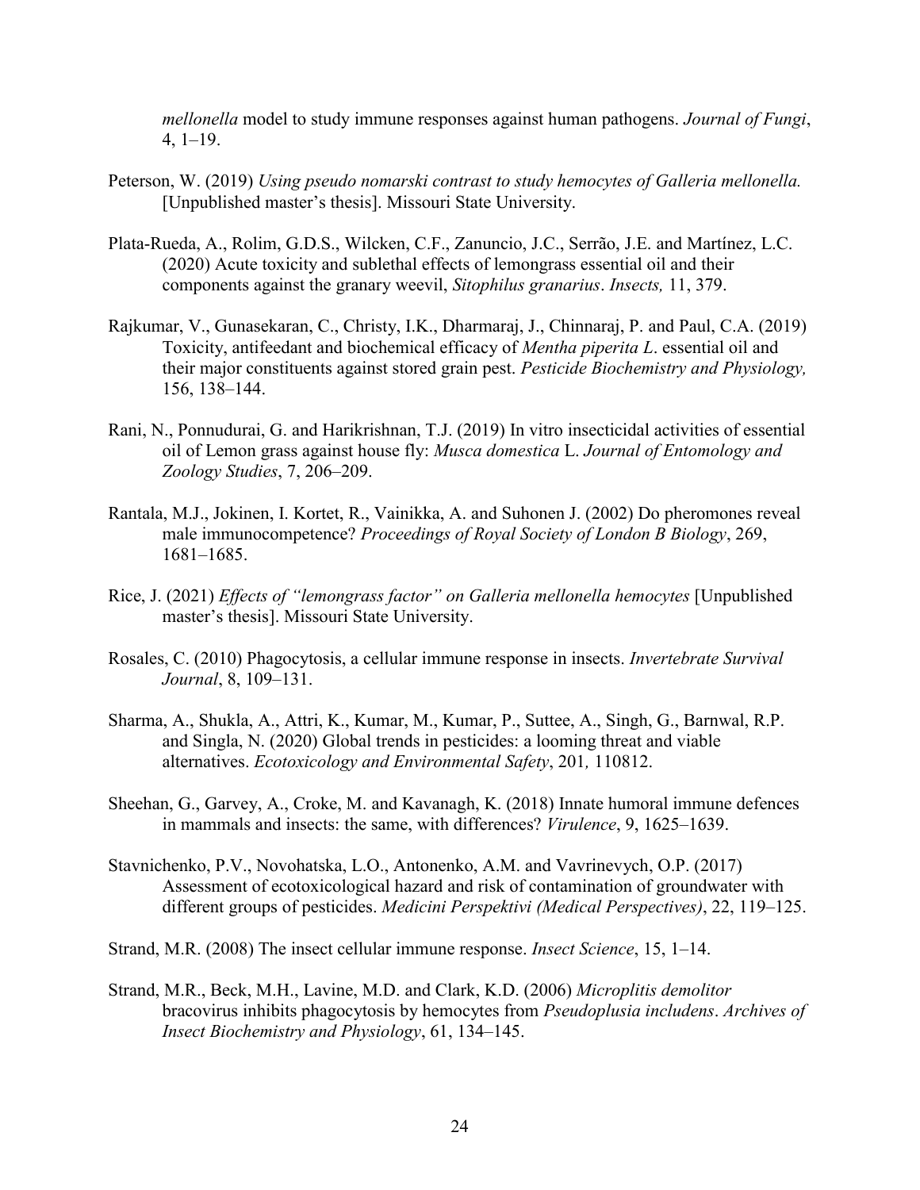*mellonella* model to study immune responses against human pathogens. *Journal of Fungi*, 4, 1–19.

Peterson, W. (2019) *Using pseudo nomarski contrast to study hemocytes of Galleria mellonella.* [Unpublished master's thesis]. Missouri State University.

Plata-Rueda, A., Rolim, G.D.S., Wilcken, C.F., Zanuncio, J.C., Serrão, J.E. and Martínez, L.C. (2020) Acute toxicity and sublethal effects of lemongrass essential oil and their components against the granary weevil, *Sitophilus granarius*. *Insects,* 11, 379.

Rajkumar, V., Gunasekaran, C., Christy, I.K., Dharmaraj, J., Chinnaraj, P. and Paul, C.A. (2019) Toxicity, antifeedant and biochemical efficacy of *Mentha piperita L*. essential oil and their major constituents against stored grain pest. *Pesticide Biochemistry and Physiology,* 156, 138–144.

Rani, N., Ponnudurai, G. and Harikrishnan, T.J. (2019) In vitro insecticidal activities of essential oil of Lemon grass against house fly: *Musca domestica* L. *Journal of Entomology and Zoology Studies*, 7, 206–209.

Rantala, M.J., Jokinen, I. Kortet, R., Vainikka, A. and Suhonen J. (2002) Do pheromones reveal male immunocompetence? *Proceedings of Royal Society of London B Biology*, 269, 1681–1685.

Rice, J. (2021) *Effects of "lemongrass factor" on Galleria mellonella hemocytes* [Unpublished master's thesis]. Missouri State University.

Rosales, C. (2010) Phagocytosis, a cellular immune response in insects. *Invertebrate Survival Journal*, 8, 109–131.

Sharma, A., Shukla, A., Attri, K., Kumar, M., Kumar, P., Suttee, A., Singh, G., Barnwal, R.P. and Singla, N. (2020) Global trends in pesticides: a looming threat and viable alternatives. *Ecotoxicology and Environmental Safety*, 201*,* 110812.

Sheehan, G., Garvey, A., Croke, M. and Kavanagh, K. (2018) Innate humoral immune defences in mammals and insects: the same, with differences? *Virulence*, 9, 1625–1639.

Stavnichenko, P.V., Novohatska, L.O., Antonenko, A.M. and Vavrinevych, O.P. (2017) Assessment of ecotoxicological hazard and risk of contamination of groundwater with different groups of pesticides. *Medicini Perspektivi (Medical Perspectives)*, 22, 119–125.

Strand, M.R. (2008) The insect cellular immune response. *Insect Science*, 15, 1–14.

Strand, M.R., Beck, M.H., Lavine, M.D. and Clark, K.D. (2006) *Microplitis demolitor* bracovirus inhibits phagocytosis by hemocytes from *Pseudoplusia includens*. *Archives of Insect Biochemistry and Physiology*, 61, 134–145.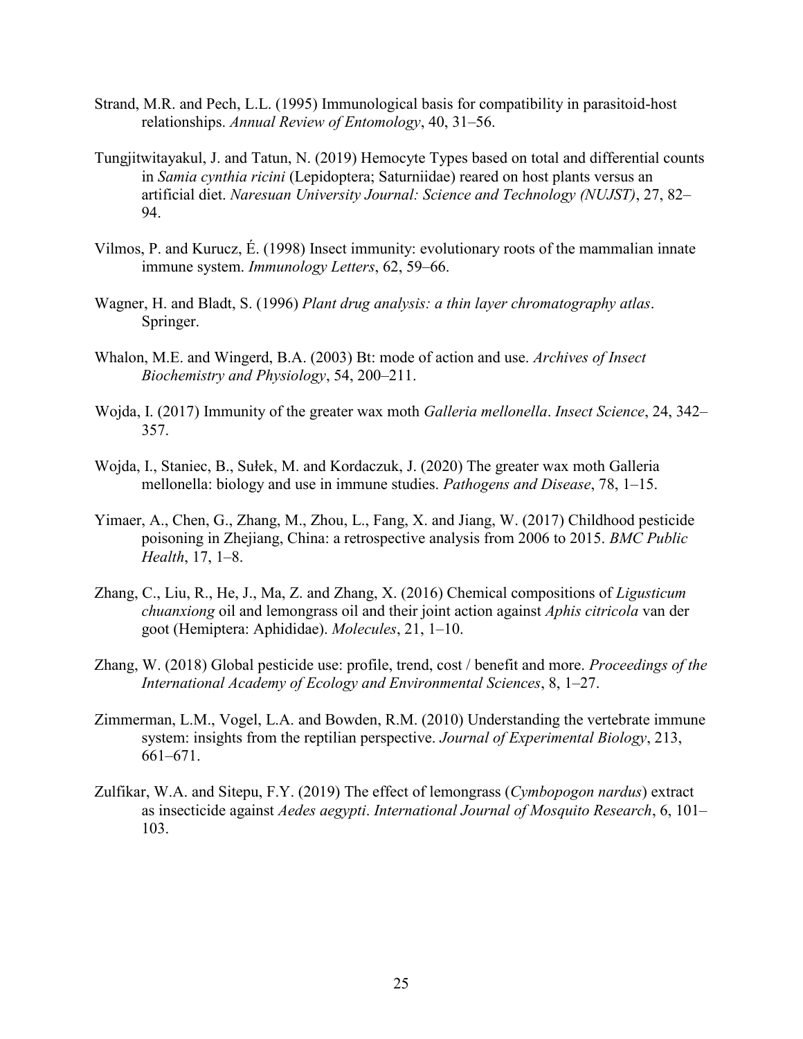Strand, M.R. and Pech, L.L. (1995) Immunological basis for compatibility in parasitoid-host relationships. *Annual Review of Entomology*, 40, 31–56.

Tungjitwitayakul, J. and Tatun, N. (2019) Hemocyte Types based on total and differential counts in *Samia cynthia ricini* (Lepidoptera; Saturniidae) reared on host plants versus an artificial diet. *Naresuan University Journal: Science and Technology (NUJST)*, 27, 82–94.

Vilmos, P. and Kurucz, É. (1998) Insect immunity: evolutionary roots of the mammalian innate immune system. *Immunology Letters*, 62, 59–66.

Wagner, H. and Bladt, S. (1996) *Plant drug analysis: a thin layer chromatography atlas*. Springer.

Whalon, M.E. and Wingerd, B.A. (2003) Bt: mode of action and use. *Archives of Insect Biochemistry and Physiology*, 54, 200–211.

Wojda, I. (2017) Immunity of the greater wax moth *Galleria mellonella*. *Insect Science*, 24, 342–357.

Wojda, I., Staniec, B., Sułek, M. and Kordaczuk, J. (2020) The greater wax moth Galleria mellonella: biology and use in immune studies. *Pathogens and Disease*, 78, 1–15.

Yimaer, A., Chen, G., Zhang, M., Zhou, L., Fang, X. and Jiang, W. (2017) Childhood pesticide poisoning in Zhejiang, China: a retrospective analysis from 2006 to 2015. *BMC Public Health*, 17, 1–8.

Zhang, C., Liu, R., He, J., Ma, Z. and Zhang, X. (2016) Chemical compositions of *Ligusticum chuanxiong* oil and lemongrass oil and their joint action against *Aphis citricola* van der goot (Hemiptera: Aphididae). *Molecules*, 21, 1–10.

Zhang, W. (2018) Global pesticide use: profile, trend, cost / benefit and more. *Proceedings of the International Academy of Ecology and Environmental Sciences*, 8, 1–27.

Zimmerman, L.M., Vogel, L.A. and Bowden, R.M. (2010) Understanding the vertebrate immune system: insights from the reptilian perspective. *Journal of Experimental Biology*, 213, 661–671.

Zulfikar, W.A. and Sitepu, F.Y. (2019) The effect of lemongrass (*Cymbopogon nardus*) extract as insecticide against *Aedes aegypti*. *International Journal of Mosquito Research*, 6, 101–103.